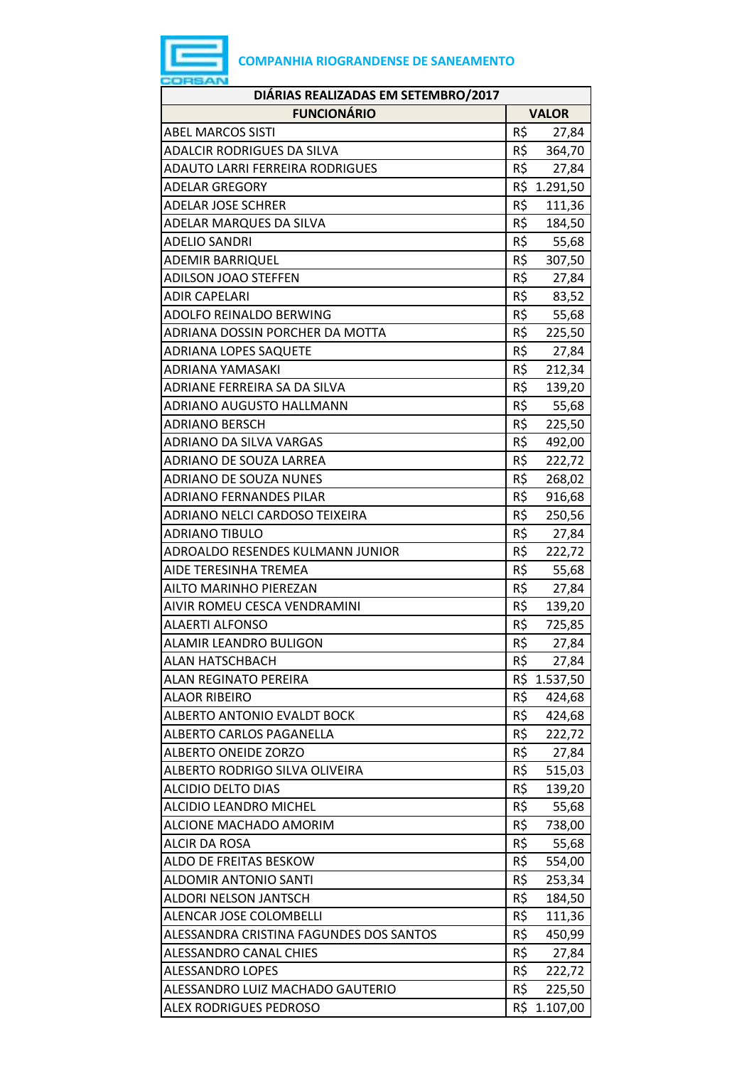**COMPANHIA RIOGRANDENSE DE SANEAMENTO**

| DIÁRIAS REALIZADAS EM SETEMBRO/2017 | |
|---|---|
| **FUNCIONÁRIO** | **VALOR** |
| ABEL MARCOS SISTI | R$ 27,84 |
| ADALCIR RODRIGUES DA SILVA | R$ 364,70 |
| ADAUTO LARRI FERREIRA RODRIGUES | R$ 27,84 |
| ADELAR GREGORY | R$ 1.291,50 |
| ADELAR JOSE SCHRER | R$ 111,36 |
| ADELAR MARQUES DA SILVA | R$ 184,50 |
| ADELIO SANDRI | R$ 55,68 |
| ADEMIR BARRIQUEL | R$ 307,50 |
| ADILSON JOAO STEFFEN | R$ 27,84 |
| ADIR CAPELARI | R$ 83,52 |
| ADOLFO REINALDO BERWING | R$ 55,68 |
| ADRIANA DOSSIN PORCHER DA MOTTA | R$ 225,50 |
| ADRIANA LOPES SAQUETE | R$ 27,84 |
| ADRIANA YAMASAKI | R$ 212,34 |
| ADRIANE FERREIRA SA DA SILVA | R$ 139,20 |
| ADRIANO AUGUSTO HALLMANN | R$ 55,68 |
| ADRIANO BERSCH | R$ 225,50 |
| ADRIANO DA SILVA VARGAS | R$ 492,00 |
| ADRIANO DE SOUZA LARREA | R$ 222,72 |
| ADRIANO DE SOUZA NUNES | R$ 268,02 |
| ADRIANO FERNANDES PILAR | R$ 916,68 |
| ADRIANO NELCI CARDOSO TEIXEIRA | R$ 250,56 |
| ADRIANO TIBULO | R$ 27,84 |
| ADROALDO RESENDES KULMANN JUNIOR | R$ 222,72 |
| AIDE TERESINHA TREMEA | R$ 55,68 |
| AILTO MARINHO PIEREZAN | R$ 27,84 |
| AIVIR ROMEU CESCA VENDRAMINI | R$ 139,20 |
| ALAERTI ALFONSO | R$ 725,85 |
| ALAMIR LEANDRO BULIGON | R$ 27,84 |
| ALAN HATSCHBACH | R$ 27,84 |
| ALAN REGINATO PEREIRA | R$ 1.537,50 |
| ALAOR RIBEIRO | R$ 424,68 |
| ALBERTO ANTONIO EVALDT BOCK | R$ 424,68 |
| ALBERTO CARLOS PAGANELLA | R$ 222,72 |
| ALBERTO ONEIDE ZORZO | R$ 27,84 |
| ALBERTO RODRIGO SILVA OLIVEIRA | R$ 515,03 |
| ALCIDIO DELTO DIAS | R$ 139,20 |
| ALCIDIO LEANDRO MICHEL | R$ 55,68 |
| ALCIONE MACHADO AMORIM | R$ 738,00 |
| ALCIR DA ROSA | R$ 55,68 |
| ALDO DE FREITAS BESKOW | R$ 554,00 |
| ALDOMIR ANTONIO SANTI | R$ 253,34 |
| ALDORI NELSON JANTSCH | R$ 184,50 |
| ALENCAR JOSE COLOMBELLI | R$ 111,36 |
| ALESSANDRA CRISTINA FAGUNDES DOS SANTOS | R$ 450,99 |
| ALESSANDRO CANAL CHIES | R$ 27,84 |
| ALESSANDRO LOPES | R$ 222,72 |
| ALESSANDRO LUIZ MACHADO GAUTERIO | R$ 225,50 |
| ALEX RODRIGUES PEDROSO | R$ 1.107,00 |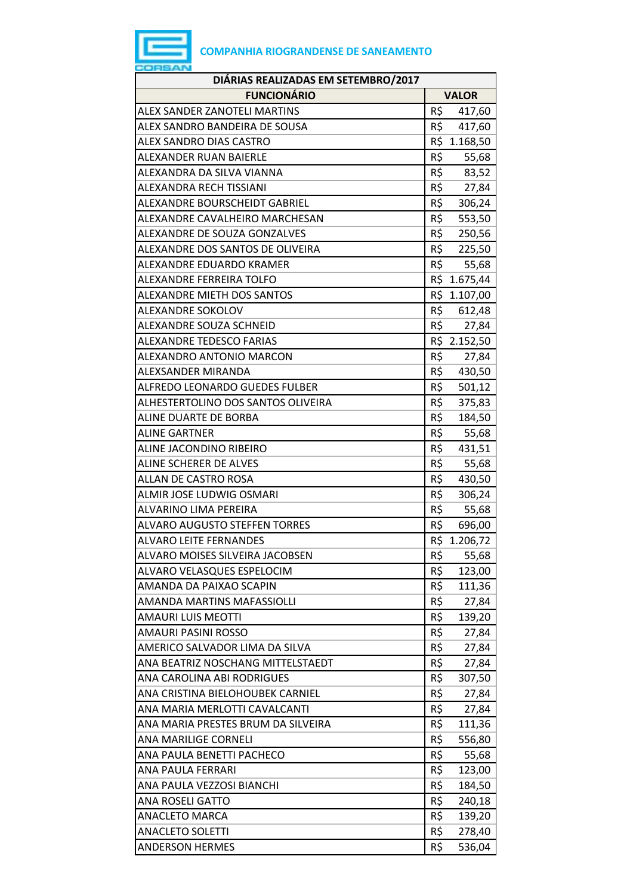**COMPANHIA RIOGRANDENSE DE SANEAMENTO**

| DIÁRIAS REALIZADAS EM SETEMBRO/2017 | |
|---|---|
| **FUNCIONÁRIO** | **VALOR** |
| ALEX SANDER ZANOTELI MARTINS | R$ 417,60 |
| ALEX SANDRO BANDEIRA DE SOUSA | R$ 417,60 |
| ALEX SANDRO DIAS CASTRO | R$ 1.168,50 |
| ALEXANDER RUAN BAIERLE | R$ 55,68 |
| ALEXANDRA DA SILVA VIANNA | R$ 83,52 |
| ALEXANDRA RECH TISSIANI | R$ 27,84 |
| ALEXANDRE BOURSCHEIDT GABRIEL | R$ 306,24 |
| ALEXANDRE CAVALHEIRO MARCHESAN | R$ 553,50 |
| ALEXANDRE DE SOUZA GONZALVES | R$ 250,56 |
| ALEXANDRE DOS SANTOS DE OLIVEIRA | R$ 225,50 |
| ALEXANDRE EDUARDO KRAMER | R$ 55,68 |
| ALEXANDRE FERREIRA TOLFO | R$ 1.675,44 |
| ALEXANDRE MIETH DOS SANTOS | R$ 1.107,00 |
| ALEXANDRE SOKOLOV | R$ 612,48 |
| ALEXANDRE SOUZA SCHNEID | R$ 27,84 |
| ALEXANDRE TEDESCO FARIAS | R$ 2.152,50 |
| ALEXANDRO ANTONIO MARCON | R$ 27,84 |
| ALEXSANDER MIRANDA | R$ 430,50 |
| ALFREDO LEONARDO GUEDES FULBER | R$ 501,12 |
| ALHESTERTOLINO DOS SANTOS OLIVEIRA | R$ 375,83 |
| ALINE DUARTE DE BORBA | R$ 184,50 |
| ALINE GARTNER | R$ 55,68 |
| ALINE JACONDINO RIBEIRO | R$ 431,51 |
| ALINE SCHERER DE ALVES | R$ 55,68 |
| ALLAN DE CASTRO ROSA | R$ 430,50 |
| ALMIR JOSE LUDWIG OSMARI | R$ 306,24 |
| ALVARINO LIMA PEREIRA | R$ 55,68 |
| ALVARO AUGUSTO STEFFEN TORRES | R$ 696,00 |
| ALVARO LEITE FERNANDES | R$ 1.206,72 |
| ALVARO MOISES SILVEIRA JACOBSEN | R$ 55,68 |
| ALVARO VELASQUES ESPELOCIM | R$ 123,00 |
| AMANDA DA PAIXAO SCAPIN | R$ 111,36 |
| AMANDA MARTINS MAFASSIOLLI | R$ 27,84 |
| AMAURI LUIS MEOTTI | R$ 139,20 |
| AMAURI PASINI ROSSO | R$ 27,84 |
| AMERICO SALVADOR LIMA DA SILVA | R$ 27,84 |
| ANA BEATRIZ NOSCHANG MITTELSTAEDT | R$ 27,84 |
| ANA CAROLINA ABI RODRIGUES | R$ 307,50 |
| ANA CRISTINA BIELOHOUBEK CARNIEL | R$ 27,84 |
| ANA MARIA MERLOTTI CAVALCANTI | R$ 27,84 |
| ANA MARIA PRESTES BRUM DA SILVEIRA | R$ 111,36 |
| ANA MARILIGE CORNELI | R$ 556,80 |
| ANA PAULA BENETTI PACHECO | R$ 55,68 |
| ANA PAULA FERRARI | R$ 123,00 |
| ANA PAULA VEZZOSI BIANCHI | R$ 184,50 |
| ANA ROSELI GATTO | R$ 240,18 |
| ANACLETO MARCA | R$ 139,20 |
| ANACLETO SOLETTI | R$ 278,40 |
| ANDERSON HERMES | R$ 536,04 |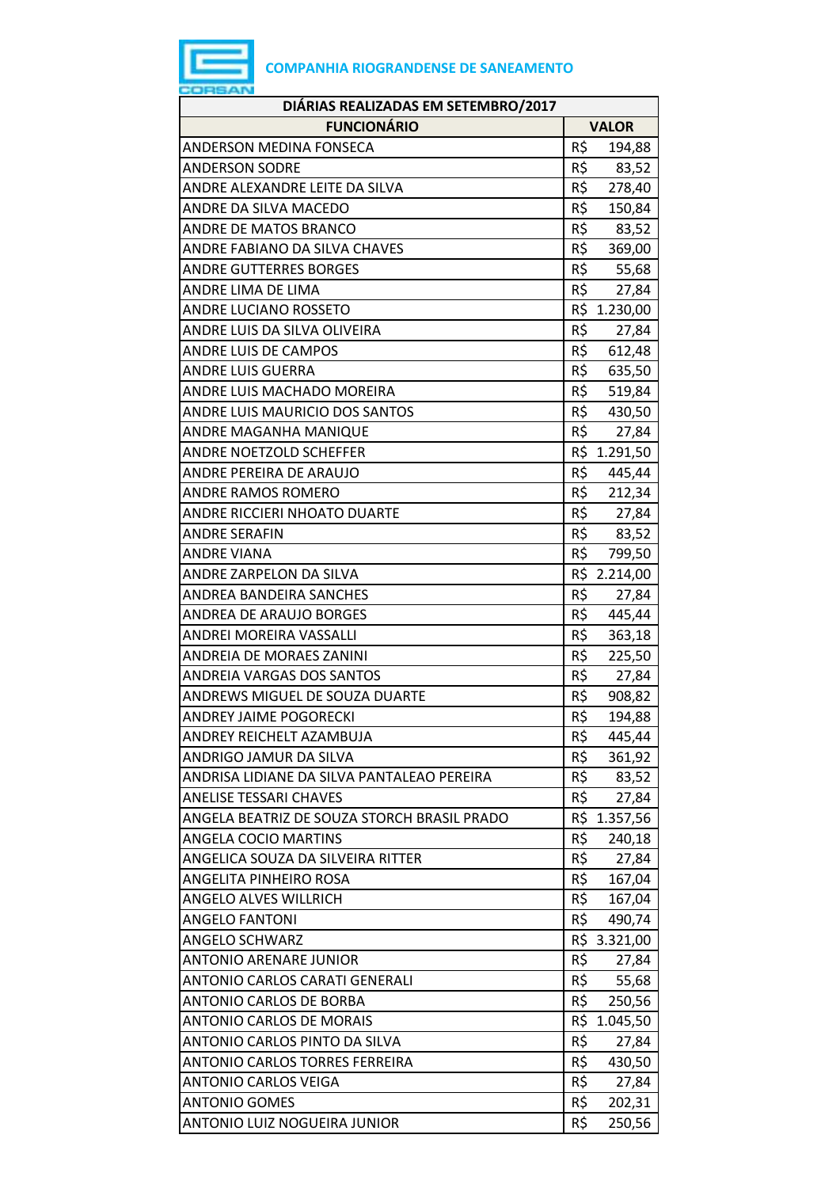COMPANHIA RIOGRANDENSE DE SANEAMENTO

| DIÁRIAS REALIZADAS EM SETEMBRO/2017 | |
|---|---|
| **FUNCIONÁRIO** | **VALOR** |
| ANDERSON MEDINA FONSECA | R$ 194,88 |
| ANDERSON SODRE | R$ 83,52 |
| ANDRE ALEXANDRE LEITE DA SILVA | R$ 278,40 |
| ANDRE DA SILVA MACEDO | R$ 150,84 |
| ANDRE DE MATOS BRANCO | R$ 83,52 |
| ANDRE FABIANO DA SILVA CHAVES | R$ 369,00 |
| ANDRE GUTTERRES BORGES | R$ 55,68 |
| ANDRE LIMA DE LIMA | R$ 27,84 |
| ANDRE LUCIANO ROSSETO | R$ 1.230,00 |
| ANDRE LUIS DA SILVA OLIVEIRA | R$ 27,84 |
| ANDRE LUIS DE CAMPOS | R$ 612,48 |
| ANDRE LUIS GUERRA | R$ 635,50 |
| ANDRE LUIS MACHADO MOREIRA | R$ 519,84 |
| ANDRE LUIS MAURICIO DOS SANTOS | R$ 430,50 |
| ANDRE MAGANHA MANIQUE | R$ 27,84 |
| ANDRE NOETZOLD SCHEFFER | R$ 1.291,50 |
| ANDRE PEREIRA DE ARAUJO | R$ 445,44 |
| ANDRE RAMOS ROMERO | R$ 212,34 |
| ANDRE RICCIERI NHOATO DUARTE | R$ 27,84 |
| ANDRE SERAFIN | R$ 83,52 |
| ANDRE VIANA | R$ 799,50 |
| ANDRE ZARPELON DA SILVA | R$ 2.214,00 |
| ANDREA BANDEIRA SANCHES | R$ 27,84 |
| ANDREA DE ARAUJO BORGES | R$ 445,44 |
| ANDREI MOREIRA VASSALLI | R$ 363,18 |
| ANDREIA DE MORAES ZANINI | R$ 225,50 |
| ANDREIA VARGAS DOS SANTOS | R$ 27,84 |
| ANDREWS MIGUEL DE SOUZA DUARTE | R$ 908,82 |
| ANDREY JAIME POGORECKI | R$ 194,88 |
| ANDREY REICHELT AZAMBUJA | R$ 445,44 |
| ANDRIGO JAMUR DA SILVA | R$ 361,92 |
| ANDRISA LIDIANE DA SILVA PANTALEAO PEREIRA | R$ 83,52 |
| ANELISE TESSARI CHAVES | R$ 27,84 |
| ANGELA BEATRIZ DE SOUZA STORCH BRASIL PRADO | R$ 1.357,56 |
| ANGELA COCIO MARTINS | R$ 240,18 |
| ANGELICA SOUZA DA SILVEIRA RITTER | R$ 27,84 |
| ANGELITA PINHEIRO ROSA | R$ 167,04 |
| ANGELO ALVES WILLRICH | R$ 167,04 |
| ANGELO FANTONI | R$ 490,74 |
| ANGELO SCHWARZ | R$ 3.321,00 |
| ANTONIO ARENARE JUNIOR | R$ 27,84 |
| ANTONIO CARLOS CARATI GENERALI | R$ 55,68 |
| ANTONIO CARLOS DE BORBA | R$ 250,56 |
| ANTONIO CARLOS DE MORAIS | R$ 1.045,50 |
| ANTONIO CARLOS PINTO DA SILVA | R$ 27,84 |
| ANTONIO CARLOS TORRES FERREIRA | R$ 430,50 |
| ANTONIO CARLOS VEIGA | R$ 27,84 |
| ANTONIO GOMES | R$ 202,31 |
| ANTONIO LUIZ NOGUEIRA JUNIOR | R$ 250,56 |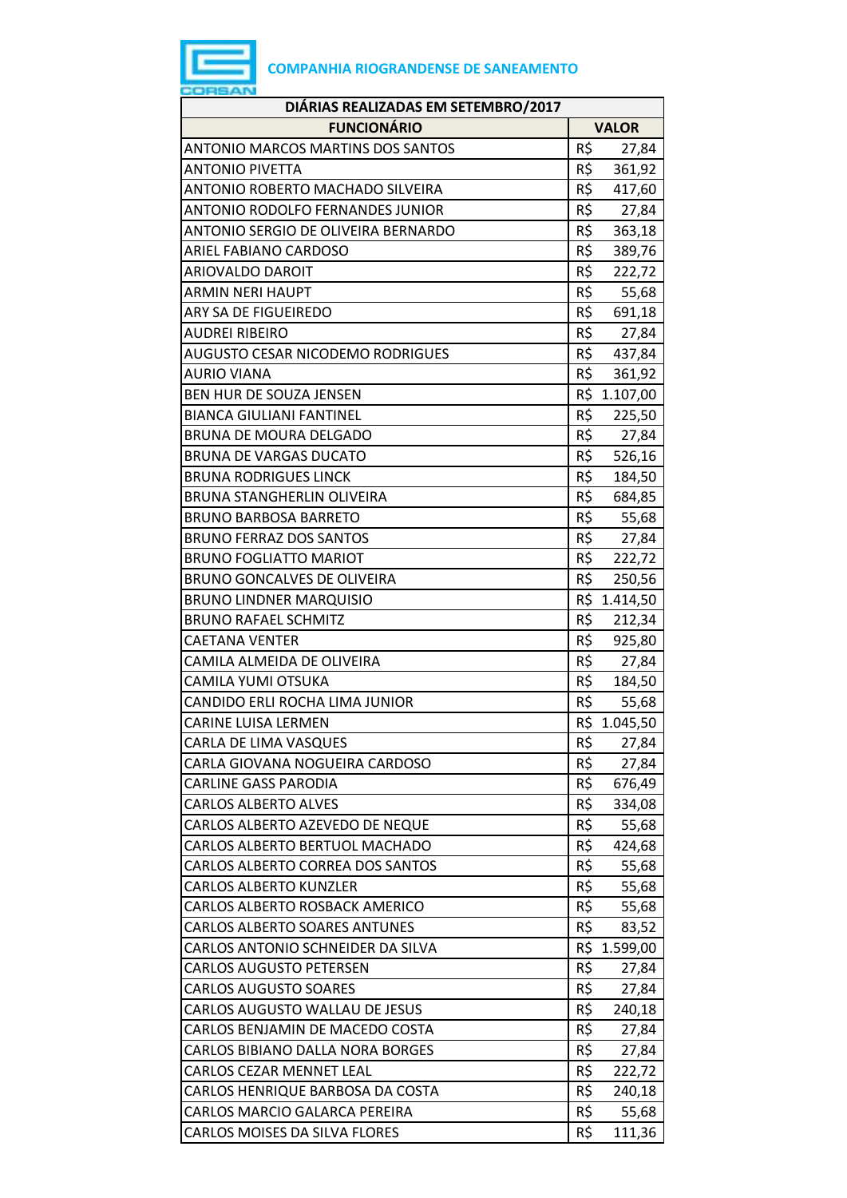**COMPANHIA RIOGRANDENSE DE SANEAMENTO**

| DIÁRIAS REALIZADAS EM SETEMBRO/2017 | |
|---|---|
| **FUNCIONÁRIO** | **VALOR** |
| ANTONIO MARCOS MARTINS DOS SANTOS | R$ 27,84 |
| ANTONIO PIVETTA | R$ 361,92 |
| ANTONIO ROBERTO MACHADO SILVEIRA | R$ 417,60 |
| ANTONIO RODOLFO FERNANDES JUNIOR | R$ 27,84 |
| ANTONIO SERGIO DE OLIVEIRA BERNARDO | R$ 363,18 |
| ARIEL FABIANO CARDOSO | R$ 389,76 |
| ARIOVALDO DAROIT | R$ 222,72 |
| ARMIN NERI HAUPT | R$ 55,68 |
| ARY SA DE FIGUEIREDO | R$ 691,18 |
| AUDREI RIBEIRO | R$ 27,84 |
| AUGUSTO CESAR NICODEMO RODRIGUES | R$ 437,84 |
| AURIO VIANA | R$ 361,92 |
| BEN HUR DE SOUZA JENSEN | R$ 1.107,00 |
| BIANCA GIULIANI FANTINEL | R$ 225,50 |
| BRUNA DE MOURA DELGADO | R$ 27,84 |
| BRUNA DE VARGAS DUCATO | R$ 526,16 |
| BRUNA RODRIGUES LINCK | R$ 184,50 |
| BRUNA STANGHERLIN OLIVEIRA | R$ 684,85 |
| BRUNO BARBOSA BARRETO | R$ 55,68 |
| BRUNO FERRAZ DOS SANTOS | R$ 27,84 |
| BRUNO FOGLIATTO MARIOT | R$ 222,72 |
| BRUNO GONCALVES DE OLIVEIRA | R$ 250,56 |
| BRUNO LINDNER MARQUISIO | R$ 1.414,50 |
| BRUNO RAFAEL SCHMITZ | R$ 212,34 |
| CAETANA VENTER | R$ 925,80 |
| CAMILA ALMEIDA DE OLIVEIRA | R$ 27,84 |
| CAMILA YUMI OTSUKA | R$ 184,50 |
| CANDIDO ERLI ROCHA LIMA JUNIOR | R$ 55,68 |
| CARINE LUISA LERMEN | R$ 1.045,50 |
| CARLA DE LIMA VASQUES | R$ 27,84 |
| CARLA GIOVANA NOGUEIRA CARDOSO | R$ 27,84 |
| CARLINE GASS PARODIA | R$ 676,49 |
| CARLOS ALBERTO ALVES | R$ 334,08 |
| CARLOS ALBERTO AZEVEDO DE NEQUE | R$ 55,68 |
| CARLOS ALBERTO BERTUOL MACHADO | R$ 424,68 |
| CARLOS ALBERTO CORREA DOS SANTOS | R$ 55,68 |
| CARLOS ALBERTO KUNZLER | R$ 55,68 |
| CARLOS ALBERTO ROSBACK AMERICO | R$ 55,68 |
| CARLOS ALBERTO SOARES ANTUNES | R$ 83,52 |
| CARLOS ANTONIO SCHNEIDER DA SILVA | R$ 1.599,00 |
| CARLOS AUGUSTO PETERSEN | R$ 27,84 |
| CARLOS AUGUSTO SOARES | R$ 27,84 |
| CARLOS AUGUSTO WALLAU DE JESUS | R$ 240,18 |
| CARLOS BENJAMIN DE MACEDO COSTA | R$ 27,84 |
| CARLOS BIBIANO DALLA NORA BORGES | R$ 27,84 |
| CARLOS CEZAR MENNET LEAL | R$ 222,72 |
| CARLOS HENRIQUE BARBOSA DA COSTA | R$ 240,18 |
| CARLOS MARCIO GALARCA PEREIRA | R$ 55,68 |
| CARLOS MOISES DA SILVA FLORES | R$ 111,36 |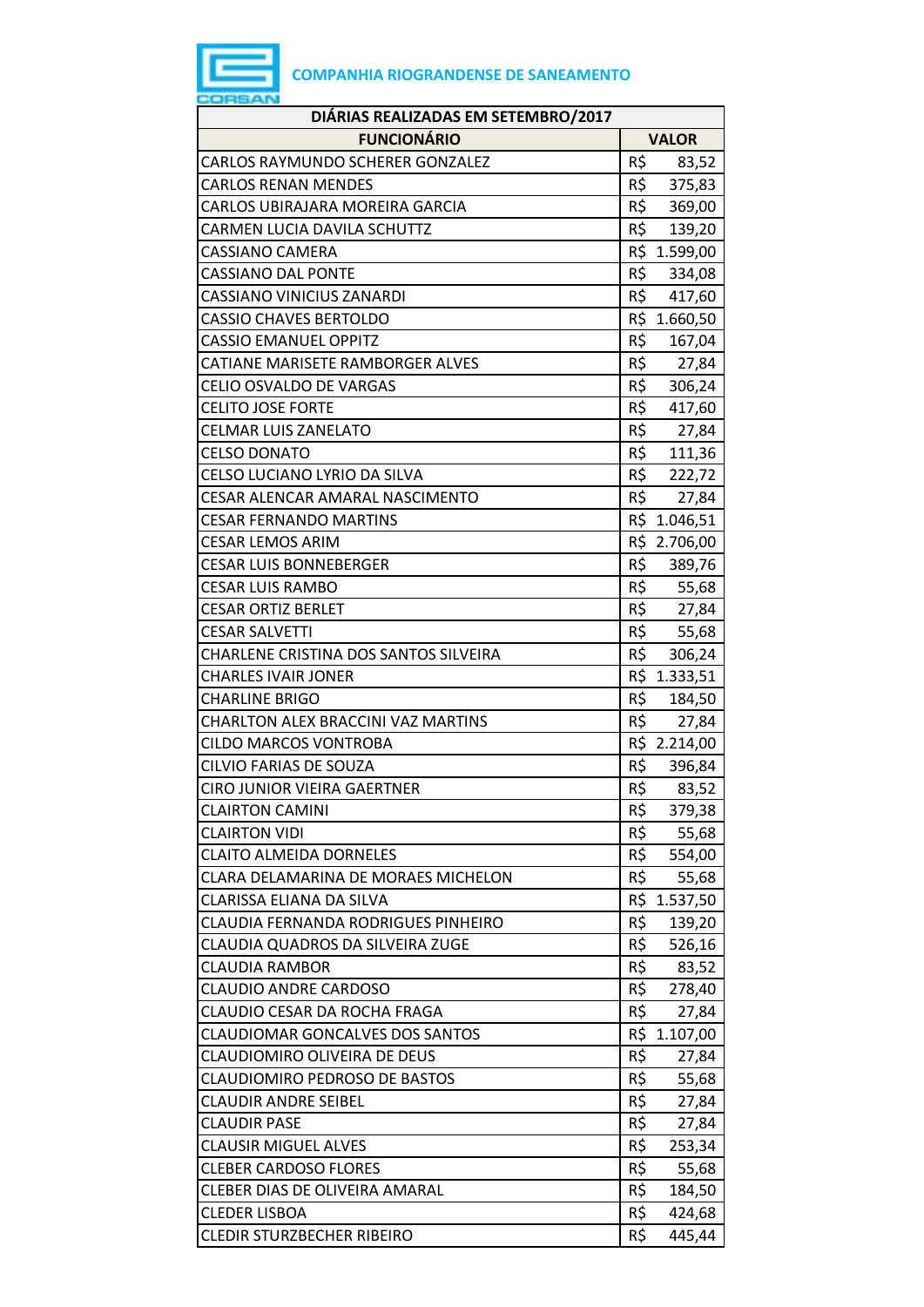**COMPANHIA RIOGRANDENSE DE SANEAMENTO**

| DIÁRIAS REALIZADAS EM SETEMBRO/2017 | |
|---|---|
| **FUNCIONÁRIO** | **VALOR** |
| CARLOS RAYMUNDO SCHERER GONZALEZ | R$ 83,52 |
| CARLOS RENAN MENDES | R$ 375,83 |
| CARLOS UBIRAJARA MOREIRA GARCIA | R$ 369,00 |
| CARMEN LUCIA DAVILA SCHUTTZ | R$ 139,20 |
| CASSIANO CAMERA | R$ 1.599,00 |
| CASSIANO DAL PONTE | R$ 334,08 |
| CASSIANO VINICIUS ZANARDI | R$ 417,60 |
| CASSIO CHAVES BERTOLDO | R$ 1.660,50 |
| CASSIO EMANUEL OPPITZ | R$ 167,04 |
| CATIANE MARISETE RAMBORGER ALVES | R$ 27,84 |
| CELIO OSVALDO DE VARGAS | R$ 306,24 |
| CELITO JOSE FORTE | R$ 417,60 |
| CELMAR LUIS ZANELATO | R$ 27,84 |
| CELSO DONATO | R$ 111,36 |
| CELSO LUCIANO LYRIO DA SILVA | R$ 222,72 |
| CESAR ALENCAR AMARAL NASCIMENTO | R$ 27,84 |
| CESAR FERNANDO MARTINS | R$ 1.046,51 |
| CESAR LEMOS ARIM | R$ 2.706,00 |
| CESAR LUIS BONNEBERGER | R$ 389,76 |
| CESAR LUIS RAMBO | R$ 55,68 |
| CESAR ORTIZ BERLET | R$ 27,84 |
| CESAR SALVETTI | R$ 55,68 |
| CHARLENE CRISTINA DOS SANTOS SILVEIRA | R$ 306,24 |
| CHARLES IVAIR JONER | R$ 1.333,51 |
| CHARLINE BRIGO | R$ 184,50 |
| CHARLTON ALEX BRACCINI VAZ MARTINS | R$ 27,84 |
| CILDO MARCOS VONTROBA | R$ 2.214,00 |
| CILVIO FARIAS DE SOUZA | R$ 396,84 |
| CIRO JUNIOR VIEIRA GAERTNER | R$ 83,52 |
| CLAIRTON CAMINI | R$ 379,38 |
| CLAIRTON VIDI | R$ 55,68 |
| CLAITO ALMEIDA DORNELES | R$ 554,00 |
| CLARA DELAMARINA DE MORAES MICHELON | R$ 55,68 |
| CLARISSA ELIANA DA SILVA | R$ 1.537,50 |
| CLAUDIA FERNANDA RODRIGUES PINHEIRO | R$ 139,20 |
| CLAUDIA QUADROS DA SILVEIRA ZUGE | R$ 526,16 |
| CLAUDIA RAMBOR | R$ 83,52 |
| CLAUDIO ANDRE CARDOSO | R$ 278,40 |
| CLAUDIO CESAR DA ROCHA FRAGA | R$ 27,84 |
| CLAUDIOMAR GONCALVES DOS SANTOS | R$ 1.107,00 |
| CLAUDIOMIRO OLIVEIRA DE DEUS | R$ 27,84 |
| CLAUDIOMIRO PEDROSO DE BASTOS | R$ 55,68 |
| CLAUDIR ANDRE SEIBEL | R$ 27,84 |
| CLAUDIR PASE | R$ 27,84 |
| CLAUSIR MIGUEL ALVES | R$ 253,34 |
| CLEBER CARDOSO FLORES | R$ 55,68 |
| CLEBER DIAS DE OLIVEIRA AMARAL | R$ 184,50 |
| CLEDER LISBOA | R$ 424,68 |
| CLEDIR STURZBECHER RIBEIRO | R$ 445,44 |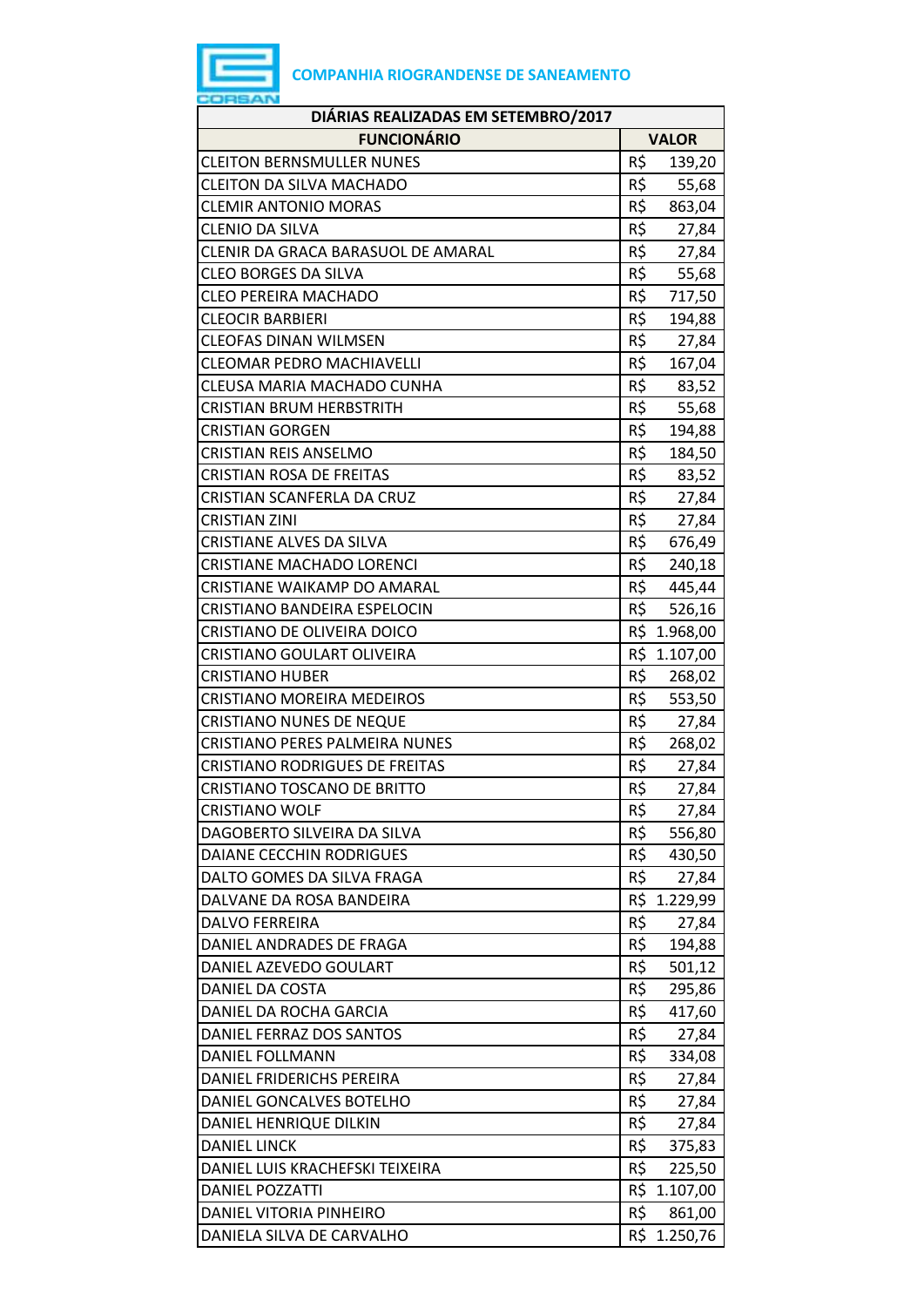COMPANHIA RIOGRANDENSE DE SANEAMENTO

| DIÁRIAS REALIZADAS EM SETEMBRO/2017 | |
|---|---|
| **FUNCIONÁRIO** | **VALOR** |
| CLEITON BERNSMULLER NUNES | R$ 139,20 |
| CLEITON DA SILVA MACHADO | R$ 55,68 |
| CLEMIR ANTONIO MORAS | R$ 863,04 |
| CLENIO DA SILVA | R$ 27,84 |
| CLENIR DA GRACA BARASUOL DE AMARAL | R$ 27,84 |
| CLEO BORGES DA SILVA | R$ 55,68 |
| CLEO PEREIRA MACHADO | R$ 717,50 |
| CLEOCIR BARBIERI | R$ 194,88 |
| CLEOFAS DINAN WILMSEN | R$ 27,84 |
| CLEOMAR PEDRO MACHIAVELLI | R$ 167,04 |
| CLEUSA MARIA MACHADO CUNHA | R$ 83,52 |
| CRISTIAN BRUM HERBSTRITH | R$ 55,68 |
| CRISTIAN GORGEN | R$ 194,88 |
| CRISTIAN REIS ANSELMO | R$ 184,50 |
| CRISTIAN ROSA DE FREITAS | R$ 83,52 |
| CRISTIAN SCANFERLA DA CRUZ | R$ 27,84 |
| CRISTIAN ZINI | R$ 27,84 |
| CRISTIANE ALVES DA SILVA | R$ 676,49 |
| CRISTIANE MACHADO LORENCI | R$ 240,18 |
| CRISTIANE WAIKAMP DO AMARAL | R$ 445,44 |
| CRISTIANO BANDEIRA ESPELOCIN | R$ 526,16 |
| CRISTIANO DE OLIVEIRA DOICO | R$ 1.968,00 |
| CRISTIANO GOULART OLIVEIRA | R$ 1.107,00 |
| CRISTIANO HUBER | R$ 268,02 |
| CRISTIANO MOREIRA MEDEIROS | R$ 553,50 |
| CRISTIANO NUNES DE NEQUE | R$ 27,84 |
| CRISTIANO PERES PALMEIRA NUNES | R$ 268,02 |
| CRISTIANO RODRIGUES DE FREITAS | R$ 27,84 |
| CRISTIANO TOSCANO DE BRITTO | R$ 27,84 |
| CRISTIANO WOLF | R$ 27,84 |
| DAGOBERTO SILVEIRA DA SILVA | R$ 556,80 |
| DAIANE CECCHIN RODRIGUES | R$ 430,50 |
| DALTO GOMES DA SILVA FRAGA | R$ 27,84 |
| DALVANE DA ROSA BANDEIRA | R$ 1.229,99 |
| DALVO FERREIRA | R$ 27,84 |
| DANIEL ANDRADES DE FRAGA | R$ 194,88 |
| DANIEL AZEVEDO GOULART | R$ 501,12 |
| DANIEL DA COSTA | R$ 295,86 |
| DANIEL DA ROCHA GARCIA | R$ 417,60 |
| DANIEL FERRAZ DOS SANTOS | R$ 27,84 |
| DANIEL FOLLMANN | R$ 334,08 |
| DANIEL FRIDERICHS PEREIRA | R$ 27,84 |
| DANIEL GONCALVES BOTELHO | R$ 27,84 |
| DANIEL HENRIQUE DILKIN | R$ 27,84 |
| DANIEL LINCK | R$ 375,83 |
| DANIEL LUIS KRACHEFSKI TEIXEIRA | R$ 225,50 |
| DANIEL POZZATTI | R$ 1.107,00 |
| DANIEL VITORIA PINHEIRO | R$ 861,00 |
| DANIELA SILVA DE CARVALHO | R$ 1.250,76 |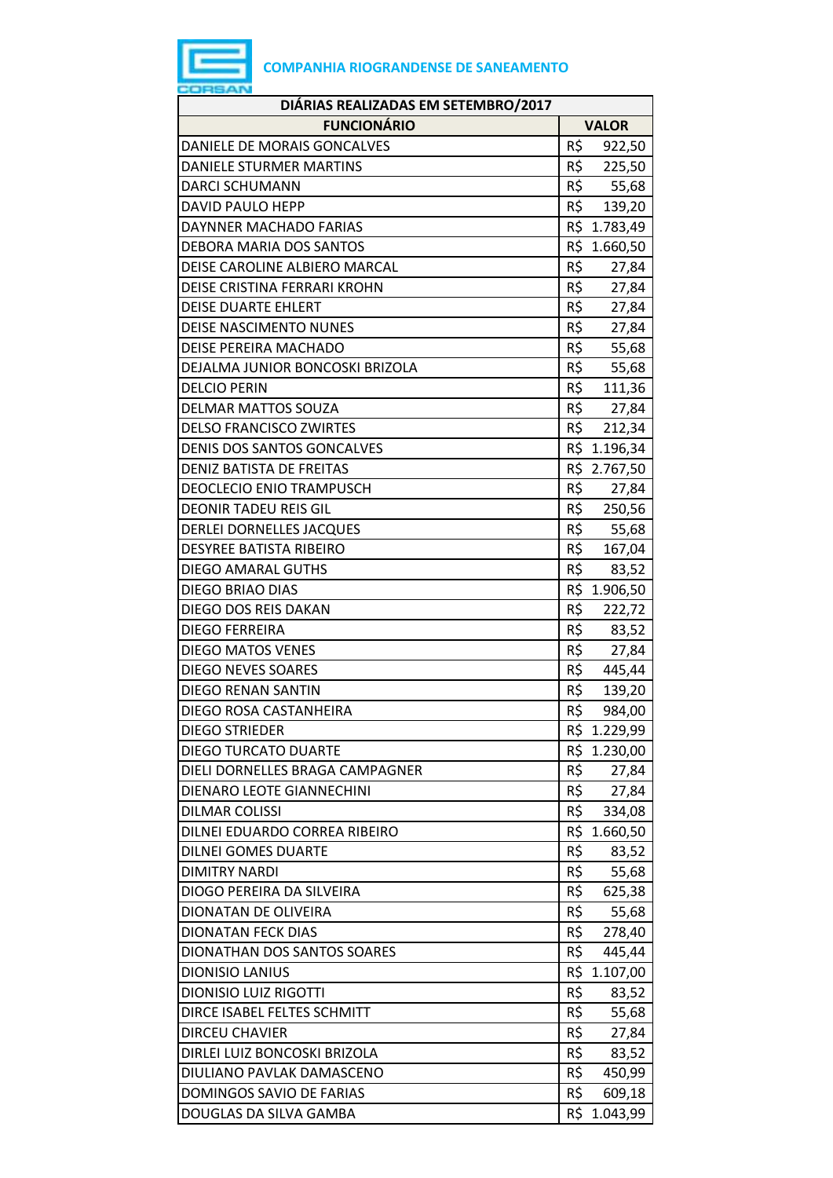COMPANHIA RIOGRANDENSE DE SANEAMENTO

| DIÁRIAS REALIZADAS EM SETEMBRO/2017 | |
|---|---|
| **FUNCIONÁRIO** | **VALOR** |
| DANIELE DE MORAIS GONCALVES | R$ 922,50 |
| DANIELE STURMER MARTINS | R$ 225,50 |
| DARCI SCHUMANN | R$ 55,68 |
| DAVID PAULO HEPP | R$ 139,20 |
| DAYNNER MACHADO FARIAS | R$ 1.783,49 |
| DEBORA MARIA DOS SANTOS | R$ 1.660,50 |
| DEISE CAROLINE ALBIERO MARCAL | R$ 27,84 |
| DEISE CRISTINA FERRARI KROHN | R$ 27,84 |
| DEISE DUARTE EHLERT | R$ 27,84 |
| DEISE NASCIMENTO NUNES | R$ 27,84 |
| DEISE PEREIRA MACHADO | R$ 55,68 |
| DEJALMA JUNIOR BONCOSKI BRIZOLA | R$ 55,68 |
| DELCIO PERIN | R$ 111,36 |
| DELMAR MATTOS SOUZA | R$ 27,84 |
| DELSO FRANCISCO ZWIRTES | R$ 212,34 |
| DENIS DOS SANTOS GONCALVES | R$ 1.196,34 |
| DENIZ BATISTA DE FREITAS | R$ 2.767,50 |
| DEOCLECIO ENIO TRAMPUSCH | R$ 27,84 |
| DEONIR TADEU REIS GIL | R$ 250,56 |
| DERLEI DORNELLES JACQUES | R$ 55,68 |
| DESYREE BATISTA RIBEIRO | R$ 167,04 |
| DIEGO AMARAL GUTHS | R$ 83,52 |
| DIEGO BRIAO DIAS | R$ 1.906,50 |
| DIEGO DOS REIS DAKAN | R$ 222,72 |
| DIEGO FERREIRA | R$ 83,52 |
| DIEGO MATOS VENES | R$ 27,84 |
| DIEGO NEVES SOARES | R$ 445,44 |
| DIEGO RENAN SANTIN | R$ 139,20 |
| DIEGO ROSA CASTANHEIRA | R$ 984,00 |
| DIEGO STRIEDER | R$ 1.229,99 |
| DIEGO TURCATO DUARTE | R$ 1.230,00 |
| DIELI DORNELLES BRAGA CAMPAGNER | R$ 27,84 |
| DIENARO LEOTE GIANNECHINI | R$ 27,84 |
| DILMAR COLISSI | R$ 334,08 |
| DILNEI EDUARDO CORREA RIBEIRO | R$ 1.660,50 |
| DILNEI GOMES DUARTE | R$ 83,52 |
| DIMITRY NARDI | R$ 55,68 |
| DIOGO PEREIRA DA SILVEIRA | R$ 625,38 |
| DIONATAN DE OLIVEIRA | R$ 55,68 |
| DIONATAN FECK DIAS | R$ 278,40 |
| DIONATHAN DOS SANTOS SOARES | R$ 445,44 |
| DIONISIO LANIUS | R$ 1.107,00 |
| DIONISIO LUIZ RIGOTTI | R$ 83,52 |
| DIRCE ISABEL FELTES SCHMITT | R$ 55,68 |
| DIRCEU CHAVIER | R$ 27,84 |
| DIRLEI LUIZ BONCOSKI BRIZOLA | R$ 83,52 |
| DIULIANO PAVLAK DAMASCENO | R$ 450,99 |
| DOMINGOS SAVIO DE FARIAS | R$ 609,18 |
| DOUGLAS DA SILVA GAMBA | R$ 1.043,99 |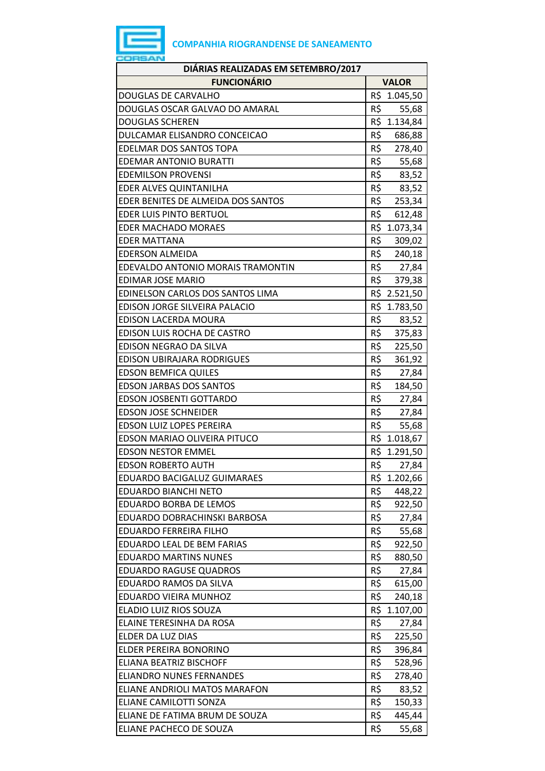**COMPANHIA RIOGRANDENSE DE SANEAMENTO**

| DIÁRIAS REALIZADAS EM SETEMBRO/2017 | |
|---|---|
| **FUNCIONÁRIO** | **VALOR** |
| DOUGLAS DE CARVALHO | R$ 1.045,50 |
| DOUGLAS OSCAR GALVAO DO AMARAL | R$ 55,68 |
| DOUGLAS SCHEREN | R$ 1.134,84 |
| DULCAMAR ELISANDRO CONCEICAO | R$ 686,88 |
| EDELMAR DOS SANTOS TOPA | R$ 278,40 |
| EDEMAR ANTONIO BURATTI | R$ 55,68 |
| EDEMILSON PROVENSI | R$ 83,52 |
| EDER ALVES QUINTANILHA | R$ 83,52 |
| EDER BENITES DE ALMEIDA DOS SANTOS | R$ 253,34 |
| EDER LUIS PINTO BERTUOL | R$ 612,48 |
| EDER MACHADO MORAES | R$ 1.073,34 |
| EDER MATTANA | R$ 309,02 |
| EDERSON ALMEIDA | R$ 240,18 |
| EDEVALDO ANTONIO MORAIS TRAMONTIN | R$ 27,84 |
| EDIMAR JOSE MARIO | R$ 379,38 |
| EDINELSON CARLOS DOS SANTOS LIMA | R$ 2.521,50 |
| EDISON JORGE SILVEIRA PALACIO | R$ 1.783,50 |
| EDISON LACERDA MOURA | R$ 83,52 |
| EDISON LUIS ROCHA DE CASTRO | R$ 375,83 |
| EDISON NEGRAO DA SILVA | R$ 225,50 |
| EDISON UBIRAJARA RODRIGUES | R$ 361,92 |
| EDSON BEMFICA QUILES | R$ 27,84 |
| EDSON JARBAS DOS SANTOS | R$ 184,50 |
| EDSON JOSBENTI GOTTARDO | R$ 27,84 |
| EDSON JOSE SCHNEIDER | R$ 27,84 |
| EDSON LUIZ LOPES PEREIRA | R$ 55,68 |
| EDSON MARIAO OLIVEIRA PITUCO | R$ 1.018,67 |
| EDSON NESTOR EMMEL | R$ 1.291,50 |
| EDSON ROBERTO AUTH | R$ 27,84 |
| EDUARDO BACIGALUZ GUIMARAES | R$ 1.202,66 |
| EDUARDO BIANCHI NETO | R$ 448,22 |
| EDUARDO BORBA DE LEMOS | R$ 922,50 |
| EDUARDO DOBRACHINSKI BARBOSA | R$ 27,84 |
| EDUARDO FERREIRA FILHO | R$ 55,68 |
| EDUARDO LEAL DE BEM FARIAS | R$ 922,50 |
| EDUARDO MARTINS NUNES | R$ 880,50 |
| EDUARDO RAGUSE QUADROS | R$ 27,84 |
| EDUARDO RAMOS DA SILVA | R$ 615,00 |
| EDUARDO VIEIRA MUNHOZ | R$ 240,18 |
| ELADIO LUIZ RIOS SOUZA | R$ 1.107,00 |
| ELAINE TERESINHA DA ROSA | R$ 27,84 |
| ELDER DA LUZ DIAS | R$ 225,50 |
| ELDER PEREIRA BONORINO | R$ 396,84 |
| ELIANA BEATRIZ BISCHOFF | R$ 528,96 |
| ELIANDRO NUNES FERNANDES | R$ 278,40 |
| ELIANE ANDRIOLI MATOS MARAFON | R$ 83,52 |
| ELIANE CAMILOTTI SONZA | R$ 150,33 |
| ELIANE DE FATIMA BRUM DE SOUZA | R$ 445,44 |
| ELIANE PACHECO DE SOUZA | R$ 55,68 |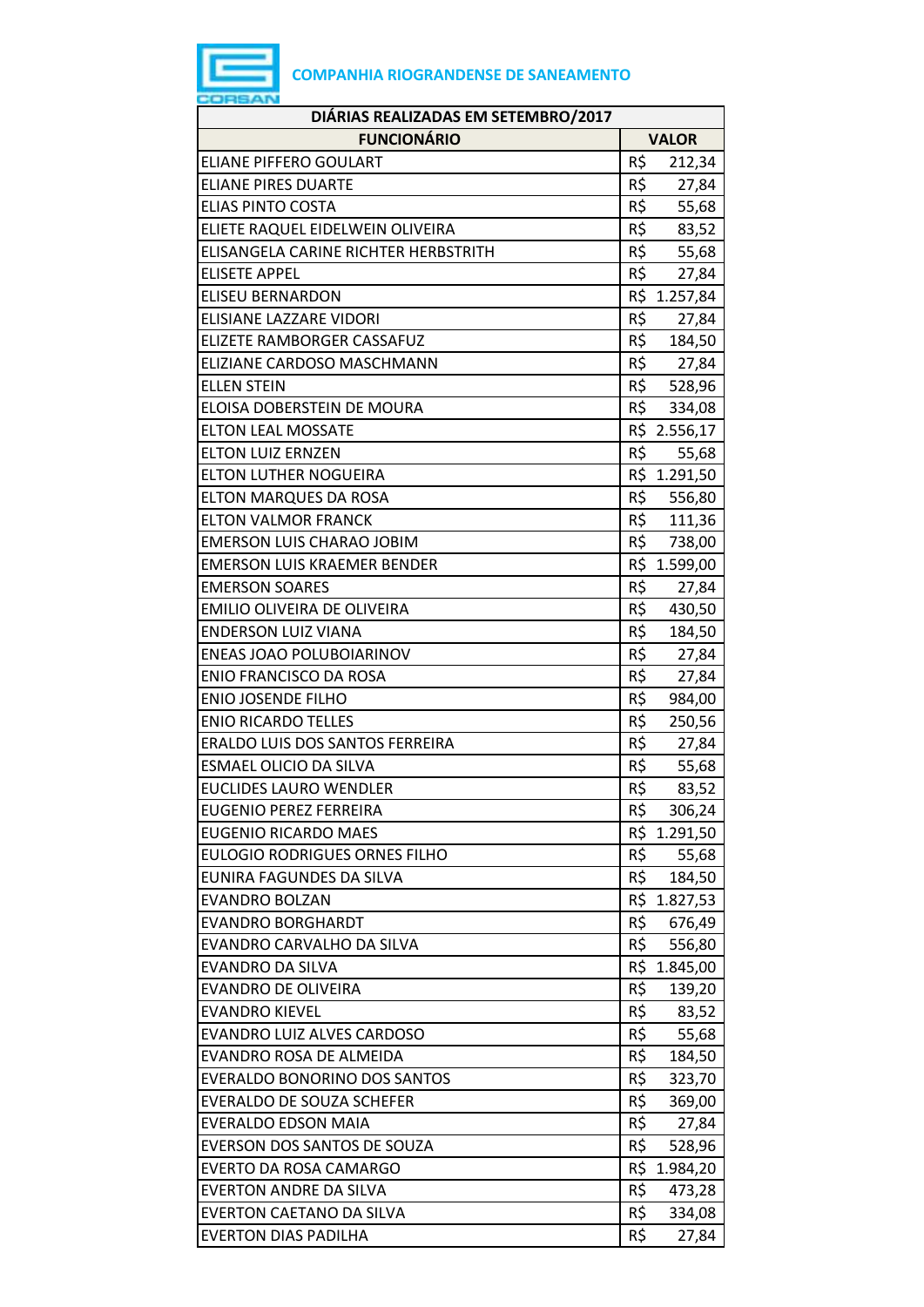COMPANHIA RIOGRANDENSE DE SANEAMENTO

| DIÁRIAS REALIZADAS EM SETEMBRO/2017 | |
|---|---|
| **FUNCIONÁRIO** | **VALOR** |
| ELIANE PIFFERO GOULART | R$ 212,34 |
| ELIANE PIRES DUARTE | R$ 27,84 |
| ELIAS PINTO COSTA | R$ 55,68 |
| ELIETE RAQUEL EIDELWEIN OLIVEIRA | R$ 83,52 |
| ELISANGELA CARINE RICHTER HERBSTRITH | R$ 55,68 |
| ELISETE APPEL | R$ 27,84 |
| ELISEU BERNARDON | R$ 1.257,84 |
| ELISIANE LAZZARE VIDORI | R$ 27,84 |
| ELIZETE RAMBORGER CASSAFUZ | R$ 184,50 |
| ELIZIANE CARDOSO MASCHMANN | R$ 27,84 |
| ELLEN STEIN | R$ 528,96 |
| ELOISA DOBERSTEIN DE MOURA | R$ 334,08 |
| ELTON LEAL MOSSATE | R$ 2.556,17 |
| ELTON LUIZ ERNZEN | R$ 55,68 |
| ELTON LUTHER NOGUEIRA | R$ 1.291,50 |
| ELTON MARQUES DA ROSA | R$ 556,80 |
| ELTON VALMOR FRANCK | R$ 111,36 |
| EMERSON LUIS CHARAO JOBIM | R$ 738,00 |
| EMERSON LUIS KRAEMER BENDER | R$ 1.599,00 |
| EMERSON SOARES | R$ 27,84 |
| EMILIO OLIVEIRA DE OLIVEIRA | R$ 430,50 |
| ENDERSON LUIZ VIANA | R$ 184,50 |
| ENEAS JOAO POLUBOIARINOV | R$ 27,84 |
| ENIO FRANCISCO DA ROSA | R$ 27,84 |
| ENIO JOSENDE FILHO | R$ 984,00 |
| ENIO RICARDO TELLES | R$ 250,56 |
| ERALDO LUIS DOS SANTOS FERREIRA | R$ 27,84 |
| ESMAEL OLICIO DA SILVA | R$ 55,68 |
| EUCLIDES LAURO WENDLER | R$ 83,52 |
| EUGENIO PEREZ FERREIRA | R$ 306,24 |
| EUGENIO RICARDO MAES | R$ 1.291,50 |
| EULOGIO RODRIGUES ORNES FILHO | R$ 55,68 |
| EUNIRA FAGUNDES DA SILVA | R$ 184,50 |
| EVANDRO BOLZAN | R$ 1.827,53 |
| EVANDRO BORGHARDT | R$ 676,49 |
| EVANDRO CARVALHO DA SILVA | R$ 556,80 |
| EVANDRO DA SILVA | R$ 1.845,00 |
| EVANDRO DE OLIVEIRA | R$ 139,20 |
| EVANDRO KIEVEL | R$ 83,52 |
| EVANDRO LUIZ ALVES CARDOSO | R$ 55,68 |
| EVANDRO ROSA DE ALMEIDA | R$ 184,50 |
| EVERALDO BONORINO DOS SANTOS | R$ 323,70 |
| EVERALDO DE SOUZA SCHEFER | R$ 369,00 |
| EVERALDO EDSON MAIA | R$ 27,84 |
| EVERSON DOS SANTOS DE SOUZA | R$ 528,96 |
| EVERTO DA ROSA CAMARGO | R$ 1.984,20 |
| EVERTON ANDRE DA SILVA | R$ 473,28 |
| EVERTON CAETANO DA SILVA | R$ 334,08 |
| EVERTON DIAS PADILHA | R$ 27,84 |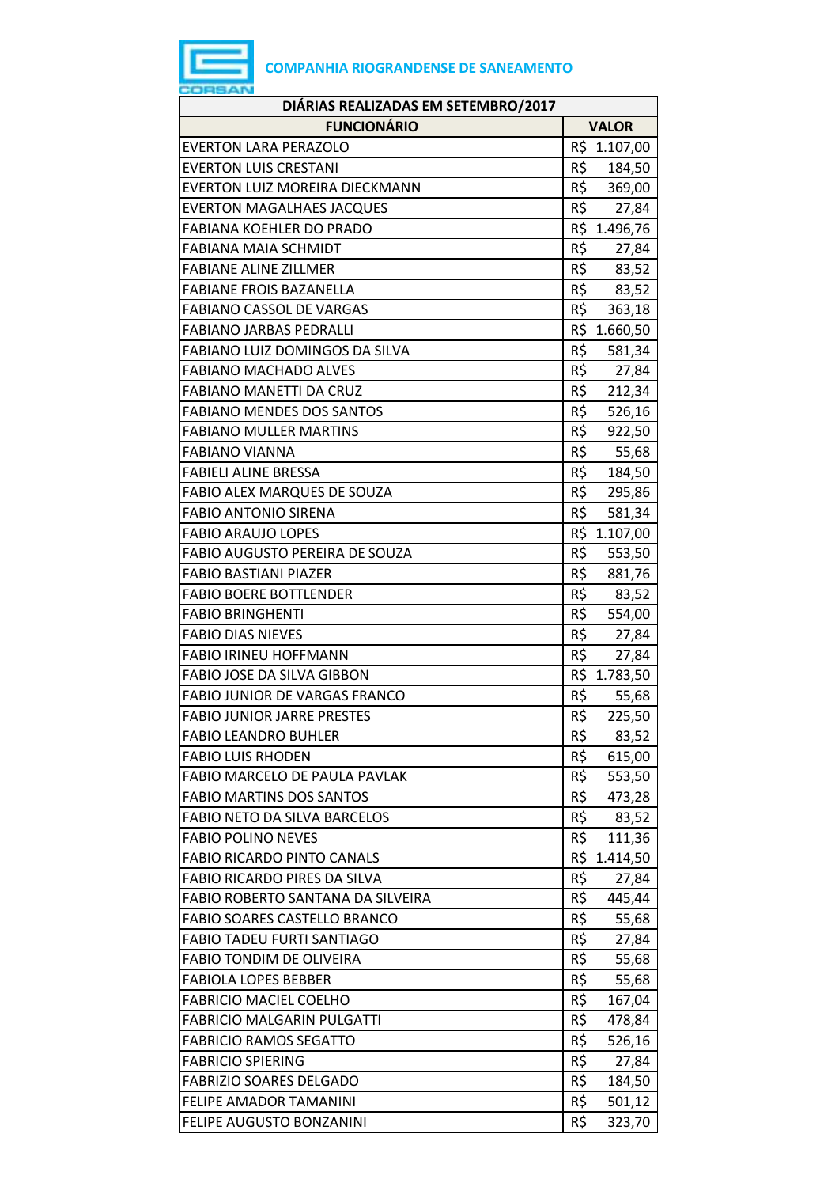COMPANHIA RIOGRANDENSE DE SANEAMENTO

| DIÁRIAS REALIZADAS EM SETEMBRO/2017 | |
|---|---|
| **FUNCIONÁRIO** | **VALOR** |
| EVERTON LARA PERAZOLO | R$ 1.107,00 |
| EVERTON LUIS CRESTANI | R$ 184,50 |
| EVERTON LUIZ MOREIRA DIECKMANN | R$ 369,00 |
| EVERTON MAGALHAES JACQUES | R$ 27,84 |
| FABIANA KOEHLER DO PRADO | R$ 1.496,76 |
| FABIANA MAIA SCHMIDT | R$ 27,84 |
| FABIANE ALINE ZILLMER | R$ 83,52 |
| FABIANE FROIS BAZANELLA | R$ 83,52 |
| FABIANO CASSOL DE VARGAS | R$ 363,18 |
| FABIANO JARBAS PEDRALLI | R$ 1.660,50 |
| FABIANO LUIZ DOMINGOS DA SILVA | R$ 581,34 |
| FABIANO MACHADO ALVES | R$ 27,84 |
| FABIANO MANETTI DA CRUZ | R$ 212,34 |
| FABIANO MENDES DOS SANTOS | R$ 526,16 |
| FABIANO MULLER MARTINS | R$ 922,50 |
| FABIANO VIANNA | R$ 55,68 |
| FABIELI ALINE BRESSA | R$ 184,50 |
| FABIO ALEX MARQUES DE SOUZA | R$ 295,86 |
| FABIO ANTONIO SIRENA | R$ 581,34 |
| FABIO ARAUJO LOPES | R$ 1.107,00 |
| FABIO AUGUSTO PEREIRA DE SOUZA | R$ 553,50 |
| FABIO BASTIANI PIAZER | R$ 881,76 |
| FABIO BOERE BOTTLENDER | R$ 83,52 |
| FABIO BRINGHENTI | R$ 554,00 |
| FABIO DIAS NIEVES | R$ 27,84 |
| FABIO IRINEU HOFFMANN | R$ 27,84 |
| FABIO JOSE DA SILVA GIBBON | R$ 1.783,50 |
| FABIO JUNIOR DE VARGAS FRANCO | R$ 55,68 |
| FABIO JUNIOR JARRE PRESTES | R$ 225,50 |
| FABIO LEANDRO BUHLER | R$ 83,52 |
| FABIO LUIS RHODEN | R$ 615,00 |
| FABIO MARCELO DE PAULA PAVLAK | R$ 553,50 |
| FABIO MARTINS DOS SANTOS | R$ 473,28 |
| FABIO NETO DA SILVA BARCELOS | R$ 83,52 |
| FABIO POLINO NEVES | R$ 111,36 |
| FABIO RICARDO PINTO CANALS | R$ 1.414,50 |
| FABIO RICARDO PIRES DA SILVA | R$ 27,84 |
| FABIO ROBERTO SANTANA DA SILVEIRA | R$ 445,44 |
| FABIO SOARES CASTELLO BRANCO | R$ 55,68 |
| FABIO TADEU FURTI SANTIAGO | R$ 27,84 |
| FABIO TONDIM DE OLIVEIRA | R$ 55,68 |
| FABIOLA LOPES BEBBER | R$ 55,68 |
| FABRICIO MACIEL COELHO | R$ 167,04 |
| FABRICIO MALGARIN PULGATTI | R$ 478,84 |
| FABRICIO RAMOS SEGATTO | R$ 526,16 |
| FABRICIO SPIERING | R$ 27,84 |
| FABRIZIO SOARES DELGADO | R$ 184,50 |
| FELIPE AMADOR TAMANINI | R$ 501,12 |
| FELIPE AUGUSTO BONZANINI | R$ 323,70 |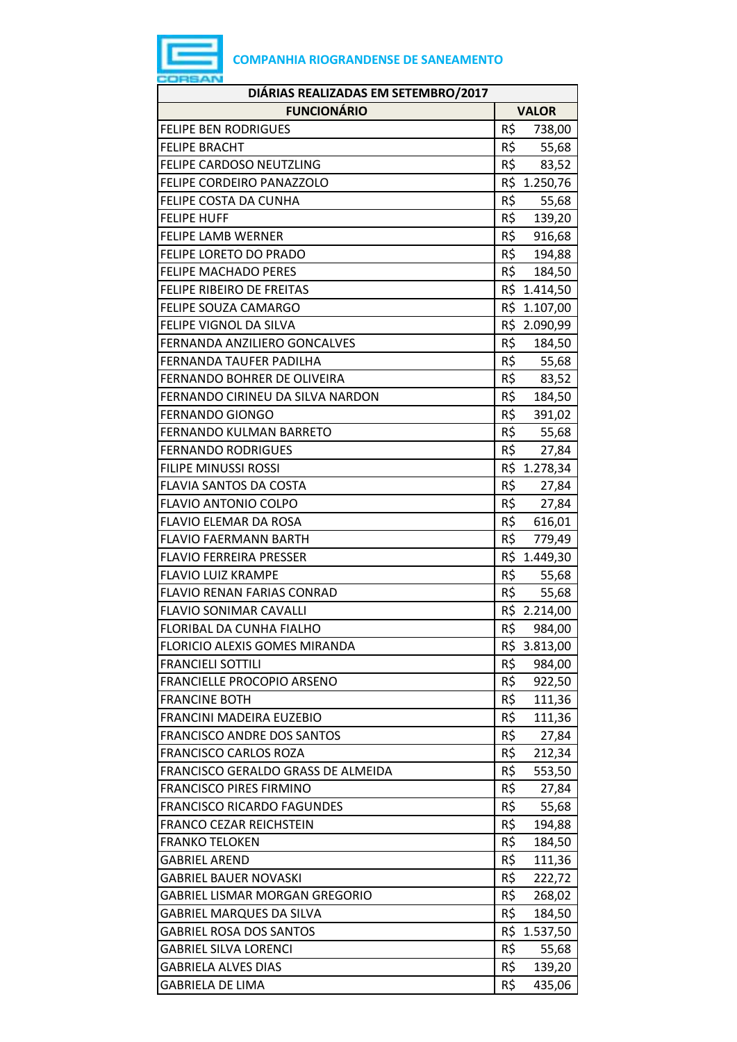COMPANHIA RIOGRANDENSE DE SANEAMENTO

| DIÁRIAS REALIZADAS EM SETEMBRO/2017 | |
|---|---|
| **FUNCIONÁRIO** | **VALOR** |
| FELIPE BEN RODRIGUES | R$ 738,00 |
| FELIPE BRACHT | R$ 55,68 |
| FELIPE CARDOSO NEUTZLING | R$ 83,52 |
| FELIPE CORDEIRO PANAZZOLO | R$ 1.250,76 |
| FELIPE COSTA DA CUNHA | R$ 55,68 |
| FELIPE HUFF | R$ 139,20 |
| FELIPE LAMB WERNER | R$ 916,68 |
| FELIPE LORETO DO PRADO | R$ 194,88 |
| FELIPE MACHADO PERES | R$ 184,50 |
| FELIPE RIBEIRO DE FREITAS | R$ 1.414,50 |
| FELIPE SOUZA CAMARGO | R$ 1.107,00 |
| FELIPE VIGNOL DA SILVA | R$ 2.090,99 |
| FERNANDA ANZILIERO GONCALVES | R$ 184,50 |
| FERNANDA TAUFER PADILHA | R$ 55,68 |
| FERNANDO BOHRER DE OLIVEIRA | R$ 83,52 |
| FERNANDO CIRINEU DA SILVA NARDON | R$ 184,50 |
| FERNANDO GIONGO | R$ 391,02 |
| FERNANDO KULMAN BARRETO | R$ 55,68 |
| FERNANDO RODRIGUES | R$ 27,84 |
| FILIPE MINUSSI ROSSI | R$ 1.278,34 |
| FLAVIA SANTOS DA COSTA | R$ 27,84 |
| FLAVIO ANTONIO COLPO | R$ 27,84 |
| FLAVIO ELEMAR DA ROSA | R$ 616,01 |
| FLAVIO FAERMANN BARTH | R$ 779,49 |
| FLAVIO FERREIRA PRESSER | R$ 1.449,30 |
| FLAVIO LUIZ KRAMPE | R$ 55,68 |
| FLAVIO RENAN FARIAS CONRAD | R$ 55,68 |
| FLAVIO SONIMAR CAVALLI | R$ 2.214,00 |
| FLORIBAL DA CUNHA FIALHO | R$ 984,00 |
| FLORICIO ALEXIS GOMES MIRANDA | R$ 3.813,00 |
| FRANCIELI SOTTILI | R$ 984,00 |
| FRANCIELLE PROCOPIO ARSENO | R$ 922,50 |
| FRANCINE BOTH | R$ 111,36 |
| FRANCINI MADEIRA EUZEBIO | R$ 111,36 |
| FRANCISCO ANDRE DOS SANTOS | R$ 27,84 |
| FRANCISCO CARLOS ROZA | R$ 212,34 |
| FRANCISCO GERALDO GRASS DE ALMEIDA | R$ 553,50 |
| FRANCISCO PIRES FIRMINO | R$ 27,84 |
| FRANCISCO RICARDO FAGUNDES | R$ 55,68 |
| FRANCO CEZAR REICHSTEIN | R$ 194,88 |
| FRANKO TELOKEN | R$ 184,50 |
| GABRIEL AREND | R$ 111,36 |
| GABRIEL BAUER NOVASKI | R$ 222,72 |
| GABRIEL LISMAR MORGAN GREGORIO | R$ 268,02 |
| GABRIEL MARQUES DA SILVA | R$ 184,50 |
| GABRIEL ROSA DOS SANTOS | R$ 1.537,50 |
| GABRIEL SILVA LORENCI | R$ 55,68 |
| GABRIELA ALVES DIAS | R$ 139,20 |
| GABRIELA DE LIMA | R$ 435,06 |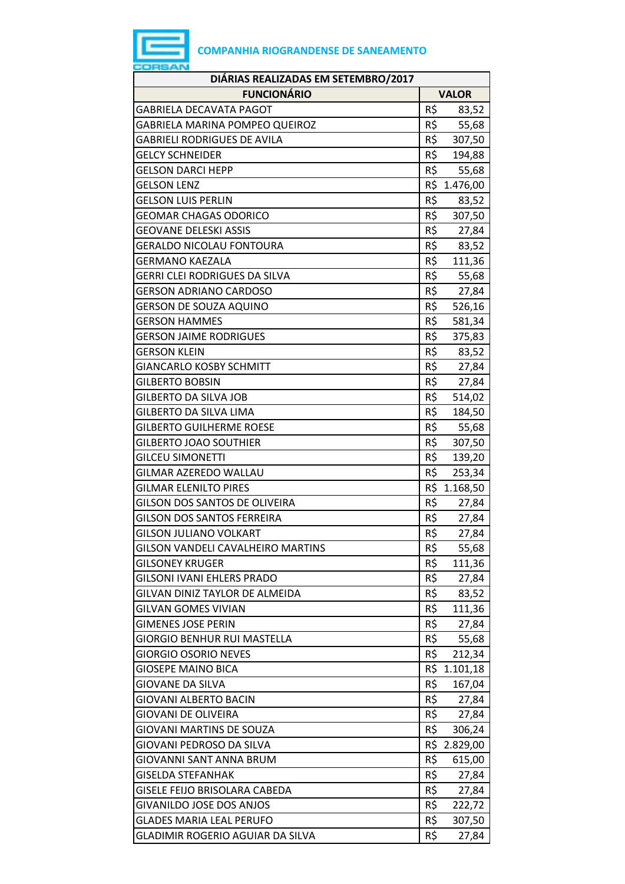**COMPANHIA RIOGRANDENSE DE SANEAMENTO**

| DIÁRIAS REALIZADAS EM SETEMBRO/2017 | |
|---|---|
| **FUNCIONÁRIO** | **VALOR** |
| GABRIELA DECAVATA PAGOT | R$ 83,52 |
| GABRIELA MARINA POMPEO QUEIROZ | R$ 55,68 |
| GABRIELI RODRIGUES DE AVILA | R$ 307,50 |
| GELCY SCHNEIDER | R$ 194,88 |
| GELSON DARCI HEPP | R$ 55,68 |
| GELSON LENZ | R$ 1.476,00 |
| GELSON LUIS PERLIN | R$ 83,52 |
| GEOMAR CHAGAS ODORICO | R$ 307,50 |
| GEOVANE DELESKI ASSIS | R$ 27,84 |
| GERALDO NICOLAU FONTOURA | R$ 83,52 |
| GERMANO KAEZALA | R$ 111,36 |
| GERRI CLEI RODRIGUES DA SILVA | R$ 55,68 |
| GERSON ADRIANO CARDOSO | R$ 27,84 |
| GERSON DE SOUZA AQUINO | R$ 526,16 |
| GERSON HAMMES | R$ 581,34 |
| GERSON JAIME RODRIGUES | R$ 375,83 |
| GERSON KLEIN | R$ 83,52 |
| GIANCARLO KOSBY SCHMITT | R$ 27,84 |
| GILBERTO BOBSIN | R$ 27,84 |
| GILBERTO DA SILVA JOB | R$ 514,02 |
| GILBERTO DA SILVA LIMA | R$ 184,50 |
| GILBERTO GUILHERME ROESE | R$ 55,68 |
| GILBERTO JOAO SOUTHIER | R$ 307,50 |
| GILCEU SIMONETTI | R$ 139,20 |
| GILMAR AZEREDO WALLAU | R$ 253,34 |
| GILMAR ELENILTO PIRES | R$ 1.168,50 |
| GILSON DOS SANTOS DE OLIVEIRA | R$ 27,84 |
| GILSON DOS SANTOS FERREIRA | R$ 27,84 |
| GILSON JULIANO VOLKART | R$ 27,84 |
| GILSON VANDELI CAVALHEIRO MARTINS | R$ 55,68 |
| GILSONEY KRUGER | R$ 111,36 |
| GILSONI IVANI EHLERS PRADO | R$ 27,84 |
| GILVAN DINIZ TAYLOR DE ALMEIDA | R$ 83,52 |
| GILVAN GOMES VIVIAN | R$ 111,36 |
| GIMENES JOSE PERIN | R$ 27,84 |
| GIORGIO BENHUR RUI MASTELLA | R$ 55,68 |
| GIORGIO OSORIO NEVES | R$ 212,34 |
| GIOSEPE MAINO BICA | R$ 1.101,18 |
| GIOVANE DA SILVA | R$ 167,04 |
| GIOVANI ALBERTO BACIN | R$ 27,84 |
| GIOVANI DE OLIVEIRA | R$ 27,84 |
| GIOVANI MARTINS DE SOUZA | R$ 306,24 |
| GIOVANI PEDROSO DA SILVA | R$ 2.829,00 |
| GIOVANNI SANT ANNA BRUM | R$ 615,00 |
| GISELDA STEFANHAK | R$ 27,84 |
| GISELE FEIJO BRISOLARA CABEDA | R$ 27,84 |
| GIVANILDO JOSE DOS ANJOS | R$ 222,72 |
| GLADES MARIA LEAL PERUFO | R$ 307,50 |
| GLADIMIR ROGERIO AGUIAR DA SILVA | R$ 27,84 |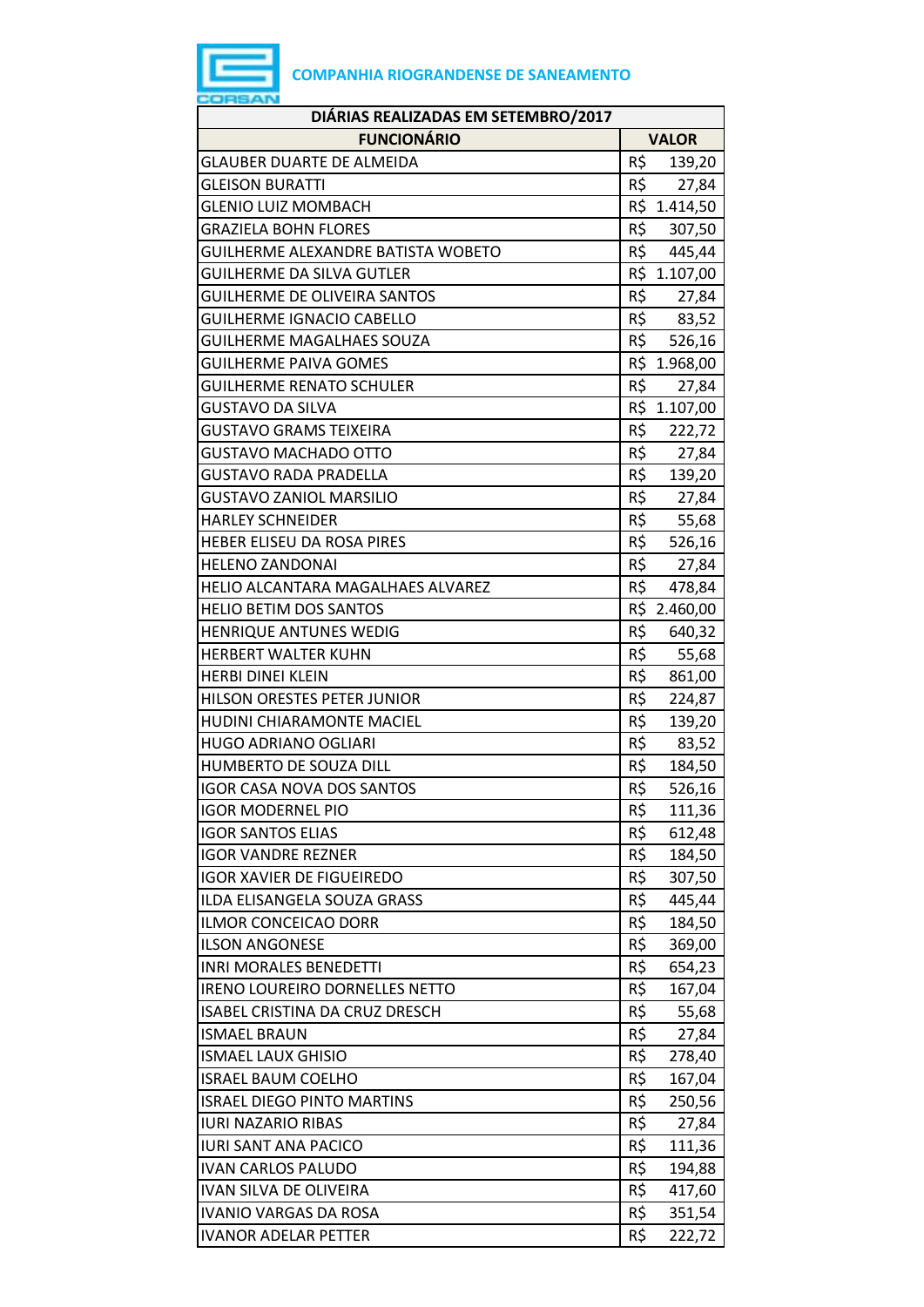**COMPANHIA RIOGRANDENSE DE SANEAMENTO**

| DIÁRIAS REALIZADAS EM SETEMBRO/2017 | |
|---|---|
| **FUNCIONÁRIO** | **VALOR** |
| GLAUBER DUARTE DE ALMEIDA | R$ 139,20 |
| GLEISON BURATTI | R$ 27,84 |
| GLENIO LUIZ MOMBACH | R$ 1.414,50 |
| GRAZIELA BOHN FLORES | R$ 307,50 |
| GUILHERME ALEXANDRE BATISTA WOBETO | R$ 445,44 |
| GUILHERME DA SILVA GUTLER | R$ 1.107,00 |
| GUILHERME DE OLIVEIRA SANTOS | R$ 27,84 |
| GUILHERME IGNACIO CABELLO | R$ 83,52 |
| GUILHERME MAGALHAES SOUZA | R$ 526,16 |
| GUILHERME PAIVA GOMES | R$ 1.968,00 |
| GUILHERME RENATO SCHULER | R$ 27,84 |
| GUSTAVO DA SILVA | R$ 1.107,00 |
| GUSTAVO GRAMS TEIXEIRA | R$ 222,72 |
| GUSTAVO MACHADO OTTO | R$ 27,84 |
| GUSTAVO RADA PRADELLA | R$ 139,20 |
| GUSTAVO ZANIOL MARSILIO | R$ 27,84 |
| HARLEY SCHNEIDER | R$ 55,68 |
| HEBER ELISEU DA ROSA PIRES | R$ 526,16 |
| HELENO ZANDONAI | R$ 27,84 |
| HELIO ALCANTARA MAGALHAES ALVAREZ | R$ 478,84 |
| HELIO BETIM DOS SANTOS | R$ 2.460,00 |
| HENRIQUE ANTUNES WEDIG | R$ 640,32 |
| HERBERT WALTER KUHN | R$ 55,68 |
| HERBI DINEI KLEIN | R$ 861,00 |
| HILSON ORESTES PETER JUNIOR | R$ 224,87 |
| HUDINI CHIARAMONTE MACIEL | R$ 139,20 |
| HUGO ADRIANO OGLIARI | R$ 83,52 |
| HUMBERTO DE SOUZA DILL | R$ 184,50 |
| IGOR CASA NOVA DOS SANTOS | R$ 526,16 |
| IGOR MODERNEL PIO | R$ 111,36 |
| IGOR SANTOS ELIAS | R$ 612,48 |
| IGOR VANDRE REZNER | R$ 184,50 |
| IGOR XAVIER DE FIGUEIREDO | R$ 307,50 |
| ILDA ELISANGELA SOUZA GRASS | R$ 445,44 |
| ILMOR CONCEICAO DORR | R$ 184,50 |
| ILSON ANGONESE | R$ 369,00 |
| INRI MORALES BENEDETTI | R$ 654,23 |
| IRENO LOUREIRO DORNELLES NETTO | R$ 167,04 |
| ISABEL CRISTINA DA CRUZ DRESCH | R$ 55,68 |
| ISMAEL BRAUN | R$ 27,84 |
| ISMAEL LAUX GHISIO | R$ 278,40 |
| ISRAEL BAUM COELHO | R$ 167,04 |
| ISRAEL DIEGO PINTO MARTINS | R$ 250,56 |
| IURI NAZARIO RIBAS | R$ 27,84 |
| IURI SANT ANA PACICO | R$ 111,36 |
| IVAN CARLOS PALUDO | R$ 194,88 |
| IVAN SILVA DE OLIVEIRA | R$ 417,60 |
| IVANIO VARGAS DA ROSA | R$ 351,54 |
| IVANOR ADELAR PETTER | R$ 222,72 |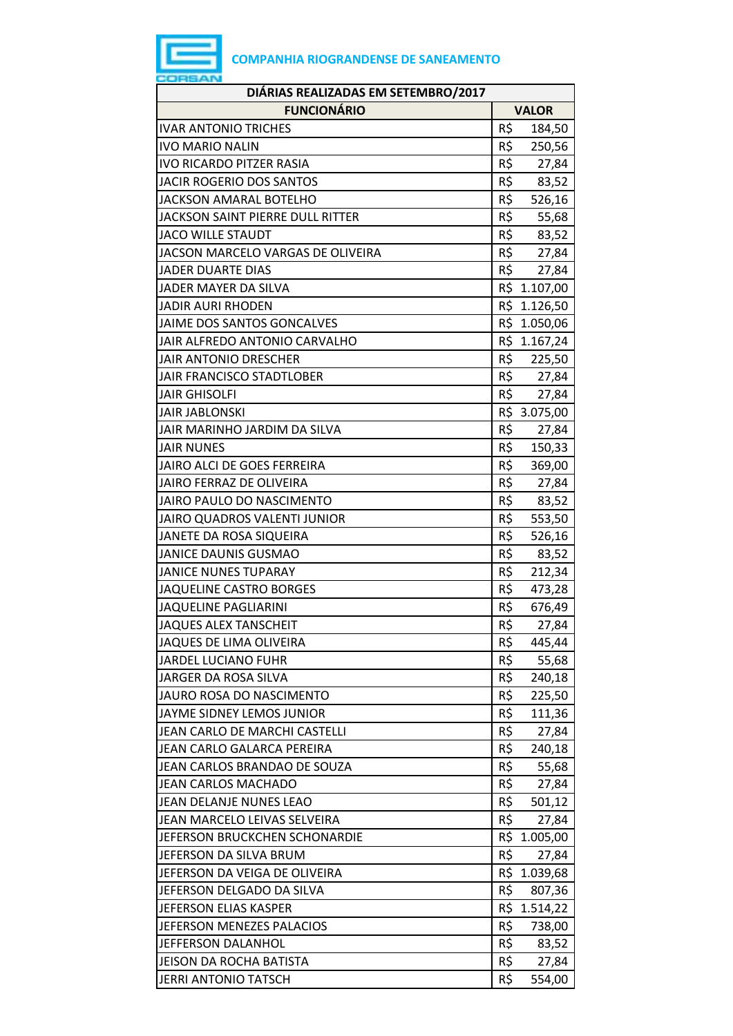**COMPANHIA RIOGRANDENSE DE SANEAMENTO**

| DIÁRIAS REALIZADAS EM SETEMBRO/2017 | |
|---|---|
| **FUNCIONÁRIO** | **VALOR** |
| IVAR ANTONIO TRICHES | R$ 184,50 |
| IVO MARIO NALIN | R$ 250,56 |
| IVO RICARDO PITZER RASIA | R$ 27,84 |
| JACIR ROGERIO DOS SANTOS | R$ 83,52 |
| JACKSON AMARAL BOTELHO | R$ 526,16 |
| JACKSON SAINT PIERRE DULL RITTER | R$ 55,68 |
| JACO WILLE STAUDT | R$ 83,52 |
| JACSON MARCELO VARGAS DE OLIVEIRA | R$ 27,84 |
| JADER DUARTE DIAS | R$ 27,84 |
| JADER MAYER DA SILVA | R$ 1.107,00 |
| JADIR AURI RHODEN | R$ 1.126,50 |
| JAIME DOS SANTOS GONCALVES | R$ 1.050,06 |
| JAIR ALFREDO ANTONIO CARVALHO | R$ 1.167,24 |
| JAIR ANTONIO DRESCHER | R$ 225,50 |
| JAIR FRANCISCO STADTLOBER | R$ 27,84 |
| JAIR GHISOLFI | R$ 27,84 |
| JAIR JABLONSKI | R$ 3.075,00 |
| JAIR MARINHO JARDIM DA SILVA | R$ 27,84 |
| JAIR NUNES | R$ 150,33 |
| JAIRO ALCI DE GOES FERREIRA | R$ 369,00 |
| JAIRO FERRAZ DE OLIVEIRA | R$ 27,84 |
| JAIRO PAULO DO NASCIMENTO | R$ 83,52 |
| JAIRO QUADROS VALENTI JUNIOR | R$ 553,50 |
| JANETE DA ROSA SIQUEIRA | R$ 526,16 |
| JANICE DAUNIS GUSMAO | R$ 83,52 |
| JANICE NUNES TUPARAY | R$ 212,34 |
| JAQUELINE CASTRO BORGES | R$ 473,28 |
| JAQUELINE PAGLIARINI | R$ 676,49 |
| JAQUES ALEX TANSCHEIT | R$ 27,84 |
| JAQUES DE LIMA OLIVEIRA | R$ 445,44 |
| JARDEL LUCIANO FUHR | R$ 55,68 |
| JARGER DA ROSA SILVA | R$ 240,18 |
| JAURO ROSA DO NASCIMENTO | R$ 225,50 |
| JAYME SIDNEY LEMOS JUNIOR | R$ 111,36 |
| JEAN CARLO DE MARCHI CASTELLI | R$ 27,84 |
| JEAN CARLO GALARCA PEREIRA | R$ 240,18 |
| JEAN CARLOS BRANDAO DE SOUZA | R$ 55,68 |
| JEAN CARLOS MACHADO | R$ 27,84 |
| JEAN DELANJE NUNES LEAO | R$ 501,12 |
| JEAN MARCELO LEIVAS SELVEIRA | R$ 27,84 |
| JEFERSON BRUCKCHEN SCHONARDIE | R$ 1.005,00 |
| JEFERSON DA SILVA BRUM | R$ 27,84 |
| JEFERSON DA VEIGA DE OLIVEIRA | R$ 1.039,68 |
| JEFERSON DELGADO DA SILVA | R$ 807,36 |
| JEFERSON ELIAS KASPER | R$ 1.514,22 |
| JEFERSON MENEZES PALACIOS | R$ 738,00 |
| JEFFERSON DALANHOL | R$ 83,52 |
| JEISON DA ROCHA BATISTA | R$ 27,84 |
| JERRI ANTONIO TATSCH | R$ 554,00 |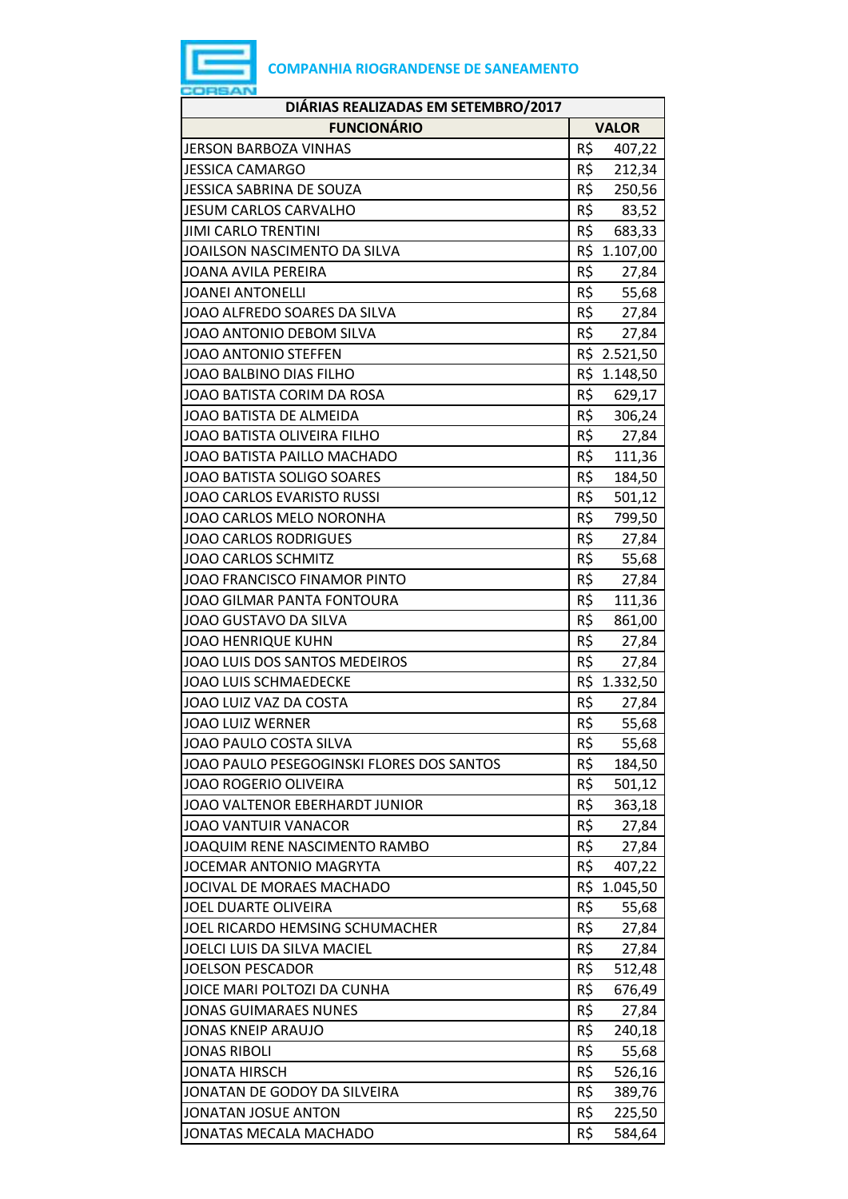COMPANHIA RIOGRANDENSE DE SANEAMENTO

| DIÁRIAS REALIZADAS EM SETEMBRO/2017 | |
|---|---|
| **FUNCIONÁRIO** | **VALOR** |
| JERSON BARBOZA VINHAS | R$ 407,22 |
| JESSICA CAMARGO | R$ 212,34 |
| JESSICA SABRINA DE SOUZA | R$ 250,56 |
| JESUM CARLOS CARVALHO | R$ 83,52 |
| JIMI CARLO TRENTINI | R$ 683,33 |
| JOAILSON NASCIMENTO DA SILVA | R$ 1.107,00 |
| JOANA AVILA PEREIRA | R$ 27,84 |
| JOANEI ANTONELLI | R$ 55,68 |
| JOAO ALFREDO SOARES DA SILVA | R$ 27,84 |
| JOAO ANTONIO DEBOM SILVA | R$ 27,84 |
| JOAO ANTONIO STEFFEN | R$ 2.521,50 |
| JOAO BALBINO DIAS FILHO | R$ 1.148,50 |
| JOAO BATISTA CORIM DA ROSA | R$ 629,17 |
| JOAO BATISTA DE ALMEIDA | R$ 306,24 |
| JOAO BATISTA OLIVEIRA FILHO | R$ 27,84 |
| JOAO BATISTA PAILLO MACHADO | R$ 111,36 |
| JOAO BATISTA SOLIGO SOARES | R$ 184,50 |
| JOAO CARLOS EVARISTO RUSSI | R$ 501,12 |
| JOAO CARLOS MELO NORONHA | R$ 799,50 |
| JOAO CARLOS RODRIGUES | R$ 27,84 |
| JOAO CARLOS SCHMITZ | R$ 55,68 |
| JOAO FRANCISCO FINAMOR PINTO | R$ 27,84 |
| JOAO GILMAR PANTA FONTOURA | R$ 111,36 |
| JOAO GUSTAVO DA SILVA | R$ 861,00 |
| JOAO HENRIQUE KUHN | R$ 27,84 |
| JOAO LUIS DOS SANTOS MEDEIROS | R$ 27,84 |
| JOAO LUIS SCHMAEDECKE | R$ 1.332,50 |
| JOAO LUIZ VAZ DA COSTA | R$ 27,84 |
| JOAO LUIZ WERNER | R$ 55,68 |
| JOAO PAULO COSTA SILVA | R$ 55,68 |
| JOAO PAULO PESEGOGINSKI FLORES DOS SANTOS | R$ 184,50 |
| JOAO ROGERIO OLIVEIRA | R$ 501,12 |
| JOAO VALTENOR EBERHARDT JUNIOR | R$ 363,18 |
| JOAO VANTUIR VANACOR | R$ 27,84 |
| JOAQUIM RENE NASCIMENTO RAMBO | R$ 27,84 |
| JOCEMAR ANTONIO MAGRYTA | R$ 407,22 |
| JOCIVAL DE MORAES MACHADO | R$ 1.045,50 |
| JOEL DUARTE OLIVEIRA | R$ 55,68 |
| JOEL RICARDO HEMSING SCHUMACHER | R$ 27,84 |
| JOELCI LUIS DA SILVA MACIEL | R$ 27,84 |
| JOELSON PESCADOR | R$ 512,48 |
| JOICE MARI POLTOZI DA CUNHA | R$ 676,49 |
| JONAS GUIMARAES NUNES | R$ 27,84 |
| JONAS KNEIP ARAUJO | R$ 240,18 |
| JONAS RIBOLI | R$ 55,68 |
| JONATA HIRSCH | R$ 526,16 |
| JONATAN DE GODOY DA SILVEIRA | R$ 389,76 |
| JONATAN JOSUE ANTON | R$ 225,50 |
| JONATAS MECALA MACHADO | R$ 584,64 |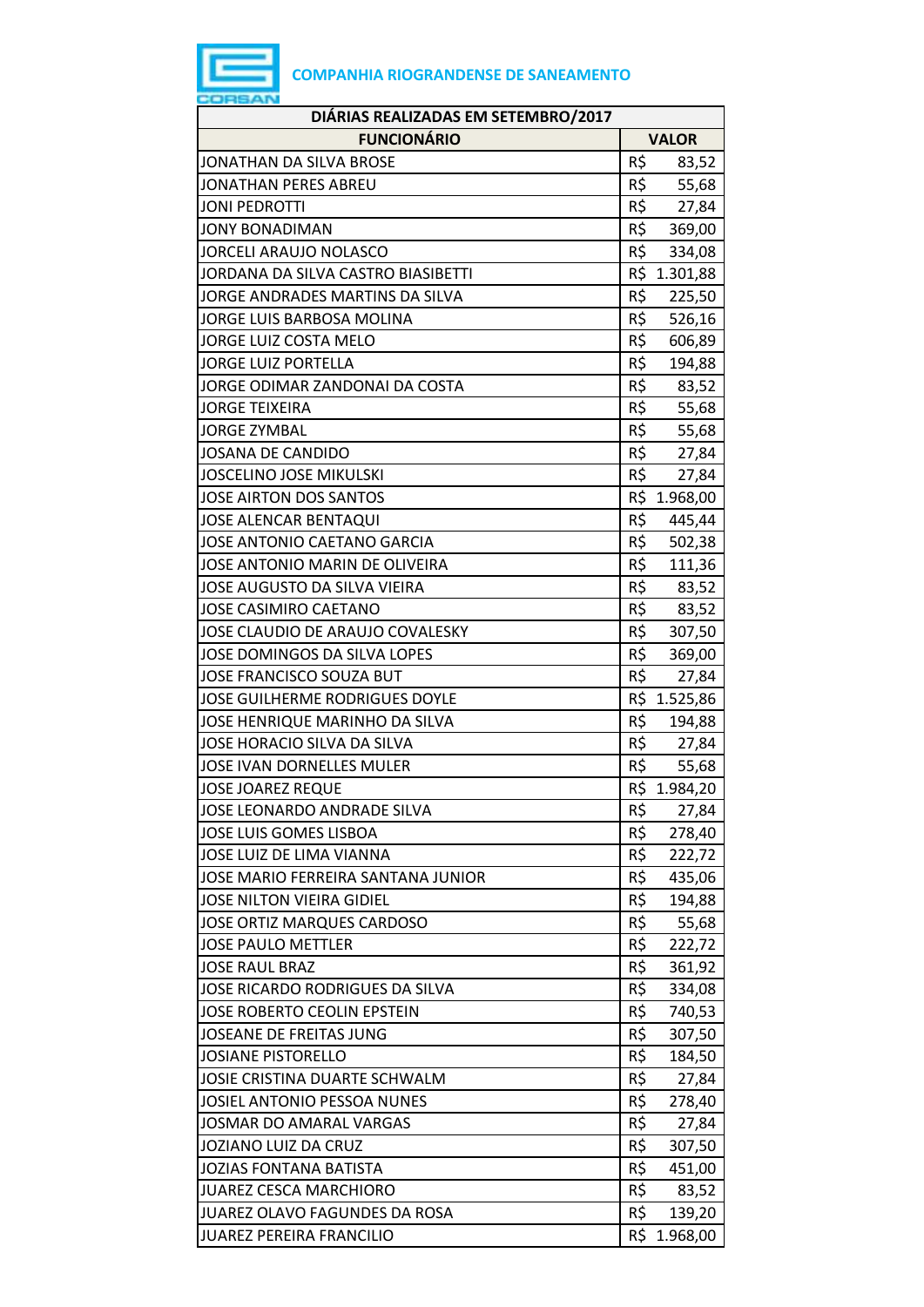**COMPANHIA RIOGRANDENSE DE SANEAMENTO**

| DIÁRIAS REALIZADAS EM SETEMBRO/2017 | |
|---|---|
| **FUNCIONÁRIO** | **VALOR** |
| JONATHAN DA SILVA BROSE | R$ 83,52 |
| JONATHAN PERES ABREU | R$ 55,68 |
| JONI PEDROTTI | R$ 27,84 |
| JONY BONADIMAN | R$ 369,00 |
| JORCELI ARAUJO NOLASCO | R$ 334,08 |
| JORDANA DA SILVA CASTRO BIASIBETTI | R$ 1.301,88 |
| JORGE ANDRADES MARTINS DA SILVA | R$ 225,50 |
| JORGE LUIS BARBOSA MOLINA | R$ 526,16 |
| JORGE LUIZ COSTA MELO | R$ 606,89 |
| JORGE LUIZ PORTELLA | R$ 194,88 |
| JORGE ODIMAR ZANDONAI DA COSTA | R$ 83,52 |
| JORGE TEIXEIRA | R$ 55,68 |
| JORGE ZYMBAL | R$ 55,68 |
| JOSANA DE CANDIDO | R$ 27,84 |
| JOSCELINO JOSE MIKULSKI | R$ 27,84 |
| JOSE AIRTON DOS SANTOS | R$ 1.968,00 |
| JOSE ALENCAR BENTAQUI | R$ 445,44 |
| JOSE ANTONIO CAETANO GARCIA | R$ 502,38 |
| JOSE ANTONIO MARIN DE OLIVEIRA | R$ 111,36 |
| JOSE AUGUSTO DA SILVA VIEIRA | R$ 83,52 |
| JOSE CASIMIRO CAETANO | R$ 83,52 |
| JOSE CLAUDIO DE ARAUJO COVALESKY | R$ 307,50 |
| JOSE DOMINGOS DA SILVA LOPES | R$ 369,00 |
| JOSE FRANCISCO SOUZA BUT | R$ 27,84 |
| JOSE GUILHERME RODRIGUES DOYLE | R$ 1.525,86 |
| JOSE HENRIQUE MARINHO DA SILVA | R$ 194,88 |
| JOSE HORACIO SILVA DA SILVA | R$ 27,84 |
| JOSE IVAN DORNELLES MULER | R$ 55,68 |
| JOSE JOAREZ REQUE | R$ 1.984,20 |
| JOSE LEONARDO ANDRADE SILVA | R$ 27,84 |
| JOSE LUIS GOMES LISBOA | R$ 278,40 |
| JOSE LUIZ DE LIMA VIANNA | R$ 222,72 |
| JOSE MARIO FERREIRA SANTANA JUNIOR | R$ 435,06 |
| JOSE NILTON VIEIRA GIDIEL | R$ 194,88 |
| JOSE ORTIZ MARQUES CARDOSO | R$ 55,68 |
| JOSE PAULO METTLER | R$ 222,72 |
| JOSE RAUL BRAZ | R$ 361,92 |
| JOSE RICARDO RODRIGUES DA SILVA | R$ 334,08 |
| JOSE ROBERTO CEOLIN EPSTEIN | R$ 740,53 |
| JOSEANE DE FREITAS JUNG | R$ 307,50 |
| JOSIANE PISTORELLO | R$ 184,50 |
| JOSIE CRISTINA DUARTE SCHWALM | R$ 27,84 |
| JOSIEL ANTONIO PESSOA NUNES | R$ 278,40 |
| JOSMAR DO AMARAL VARGAS | R$ 27,84 |
| JOZIANO LUIZ DA CRUZ | R$ 307,50 |
| JOZIAS FONTANA BATISTA | R$ 451,00 |
| JUAREZ CESCA MARCHIORO | R$ 83,52 |
| JUAREZ OLAVO FAGUNDES DA ROSA | R$ 139,20 |
| JUAREZ PEREIRA FRANCILIO | R$ 1.968,00 |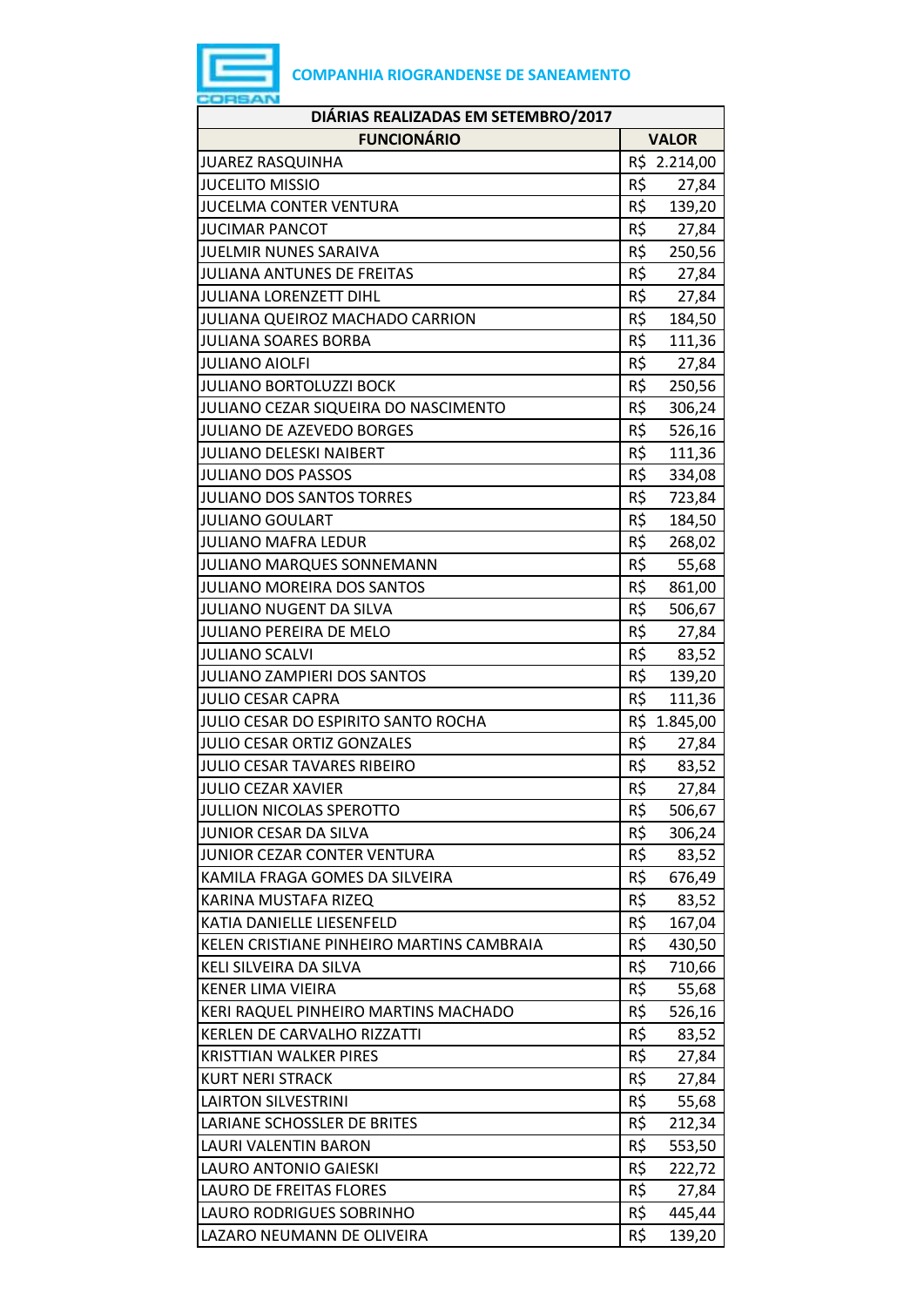**COMPANHIA RIOGRANDENSE DE SANEAMENTO**

| DIÁRIAS REALIZADAS EM SETEMBRO/2017 | |
|---|---|
| **FUNCIONÁRIO** | **VALOR** |
| JUAREZ RASQUINHA | R$ 2.214,00 |
| JUCELITO MISSIO | R$ 27,84 |
| JUCELMA CONTER VENTURA | R$ 139,20 |
| JUCIMAR PANCOT | R$ 27,84 |
| JUELMIR NUNES SARAIVA | R$ 250,56 |
| JULIANA ANTUNES DE FREITAS | R$ 27,84 |
| JULIANA LORENZETT DIHL | R$ 27,84 |
| JULIANA QUEIROZ MACHADO CARRION | R$ 184,50 |
| JULIANA SOARES BORBA | R$ 111,36 |
| JULIANO AIOLFI | R$ 27,84 |
| JULIANO BORTOLUZZI BOCK | R$ 250,56 |
| JULIANO CEZAR SIQUEIRA DO NASCIMENTO | R$ 306,24 |
| JULIANO DE AZEVEDO BORGES | R$ 526,16 |
| JULIANO DELESKI NAIBERT | R$ 111,36 |
| JULIANO DOS PASSOS | R$ 334,08 |
| JULIANO DOS SANTOS TORRES | R$ 723,84 |
| JULIANO GOULART | R$ 184,50 |
| JULIANO MAFRA LEDUR | R$ 268,02 |
| JULIANO MARQUES SONNEMANN | R$ 55,68 |
| JULIANO MOREIRA DOS SANTOS | R$ 861,00 |
| JULIANO NUGENT DA SILVA | R$ 506,67 |
| JULIANO PEREIRA DE MELO | R$ 27,84 |
| JULIANO SCALVI | R$ 83,52 |
| JULIANO ZAMPIERI DOS SANTOS | R$ 139,20 |
| JULIO CESAR CAPRA | R$ 111,36 |
| JULIO CESAR DO ESPIRITO SANTO ROCHA | R$ 1.845,00 |
| JULIO CESAR ORTIZ GONZALES | R$ 27,84 |
| JULIO CESAR TAVARES RIBEIRO | R$ 83,52 |
| JULIO CEZAR XAVIER | R$ 27,84 |
| JULLION NICOLAS SPEROTTO | R$ 506,67 |
| JUNIOR CESAR DA SILVA | R$ 306,24 |
| JUNIOR CEZAR CONTER VENTURA | R$ 83,52 |
| KAMILA FRAGA GOMES DA SILVEIRA | R$ 676,49 |
| KARINA MUSTAFA RIZEQ | R$ 83,52 |
| KATIA DANIELLE LIESENFELD | R$ 167,04 |
| KELEN CRISTIANE PINHEIRO MARTINS CAMBRAIA | R$ 430,50 |
| KELI SILVEIRA DA SILVA | R$ 710,66 |
| KENER LIMA VIEIRA | R$ 55,68 |
| KERI RAQUEL PINHEIRO MARTINS MACHADO | R$ 526,16 |
| KERLEN DE CARVALHO RIZZATTI | R$ 83,52 |
| KRISTTIAN WALKER PIRES | R$ 27,84 |
| KURT NERI STRACK | R$ 27,84 |
| LAIRTON SILVESTRINI | R$ 55,68 |
| LARIANE SCHOSSLER DE BRITES | R$ 212,34 |
| LAURI VALENTIN BARON | R$ 553,50 |
| LAURO ANTONIO GAIESKI | R$ 222,72 |
| LAURO DE FREITAS FLORES | R$ 27,84 |
| LAURO RODRIGUES SOBRINHO | R$ 445,44 |
| LAZARO NEUMANN DE OLIVEIRA | R$ 139,20 |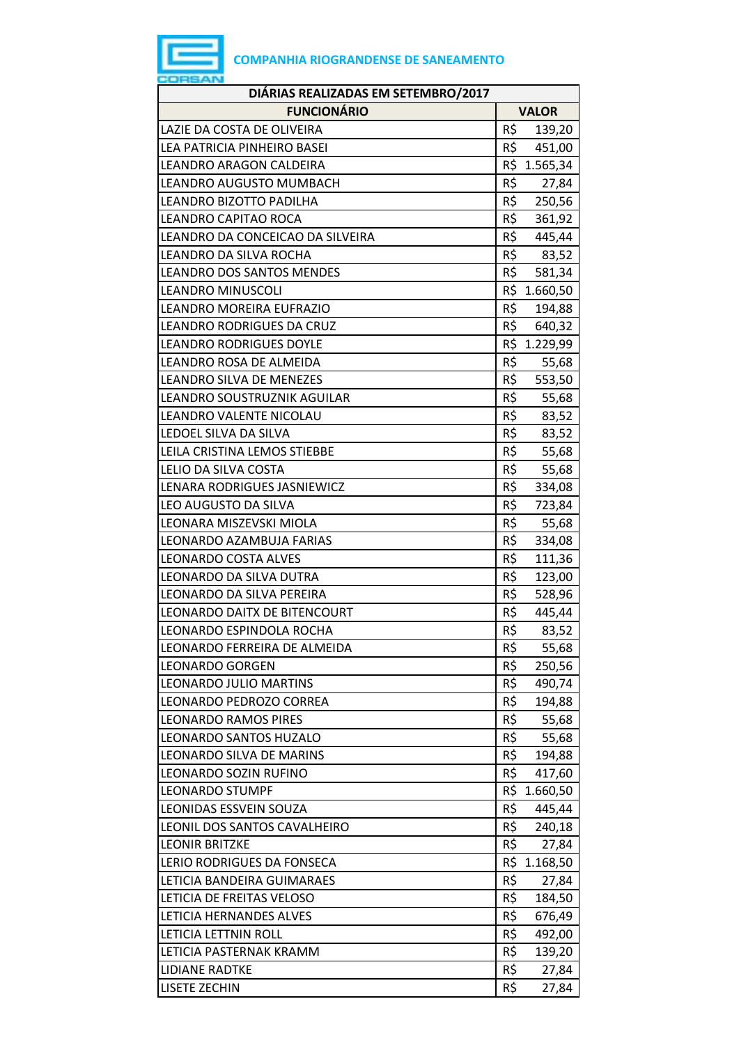**COMPANHIA RIOGRANDENSE DE SANEAMENTO**

| DIÁRIAS REALIZADAS EM SETEMBRO/2017 | |
|---|---|
| **FUNCIONÁRIO** | **VALOR** |
| LAZIE DA COSTA DE OLIVEIRA | R$ 139,20 |
| LEA PATRICIA PINHEIRO BASEI | R$ 451,00 |
| LEANDRO ARAGON CALDEIRA | R$ 1.565,34 |
| LEANDRO AUGUSTO MUMBACH | R$ 27,84 |
| LEANDRO BIZOTTO PADILHA | R$ 250,56 |
| LEANDRO CAPITAO ROCA | R$ 361,92 |
| LEANDRO DA CONCEICAO DA SILVEIRA | R$ 445,44 |
| LEANDRO DA SILVA ROCHA | R$ 83,52 |
| LEANDRO DOS SANTOS MENDES | R$ 581,34 |
| LEANDRO MINUSCOLI | R$ 1.660,50 |
| LEANDRO MOREIRA EUFRAZIO | R$ 194,88 |
| LEANDRO RODRIGUES DA CRUZ | R$ 640,32 |
| LEANDRO RODRIGUES DOYLE | R$ 1.229,99 |
| LEANDRO ROSA DE ALMEIDA | R$ 55,68 |
| LEANDRO SILVA DE MENEZES | R$ 553,50 |
| LEANDRO SOUSTRUZNIK AGUILAR | R$ 55,68 |
| LEANDRO VALENTE NICOLAU | R$ 83,52 |
| LEDOEL SILVA DA SILVA | R$ 83,52 |
| LEILA CRISTINA LEMOS STIEBBE | R$ 55,68 |
| LELIO DA SILVA COSTA | R$ 55,68 |
| LENARA RODRIGUES JASNIEWICZ | R$ 334,08 |
| LEO AUGUSTO DA SILVA | R$ 723,84 |
| LEONARA MISZEVSKI MIOLA | R$ 55,68 |
| LEONARDO AZAMBUJA FARIAS | R$ 334,08 |
| LEONARDO COSTA ALVES | R$ 111,36 |
| LEONARDO DA SILVA DUTRA | R$ 123,00 |
| LEONARDO DA SILVA PEREIRA | R$ 528,96 |
| LEONARDO DAITX DE BITENCOURT | R$ 445,44 |
| LEONARDO ESPINDOLA ROCHA | R$ 83,52 |
| LEONARDO FERREIRA DE ALMEIDA | R$ 55,68 |
| LEONARDO GORGEN | R$ 250,56 |
| LEONARDO JULIO MARTINS | R$ 490,74 |
| LEONARDO PEDROZO CORREA | R$ 194,88 |
| LEONARDO RAMOS PIRES | R$ 55,68 |
| LEONARDO SANTOS HUZALO | R$ 55,68 |
| LEONARDO SILVA DE MARINS | R$ 194,88 |
| LEONARDO SOZIN RUFINO | R$ 417,60 |
| LEONARDO STUMPF | R$ 1.660,50 |
| LEONIDAS ESSVEIN SOUZA | R$ 445,44 |
| LEONIL DOS SANTOS CAVALHEIRO | R$ 240,18 |
| LEONIR BRITZKE | R$ 27,84 |
| LERIO RODRIGUES DA FONSECA | R$ 1.168,50 |
| LETICIA BANDEIRA GUIMARAES | R$ 27,84 |
| LETICIA DE FREITAS VELOSO | R$ 184,50 |
| LETICIA HERNANDES ALVES | R$ 676,49 |
| LETICIA LETTNIN ROLL | R$ 492,00 |
| LETICIA PASTERNAK KRAMM | R$ 139,20 |
| LIDIANE RADTKE | R$ 27,84 |
| LISETE ZECHIN | R$ 27,84 |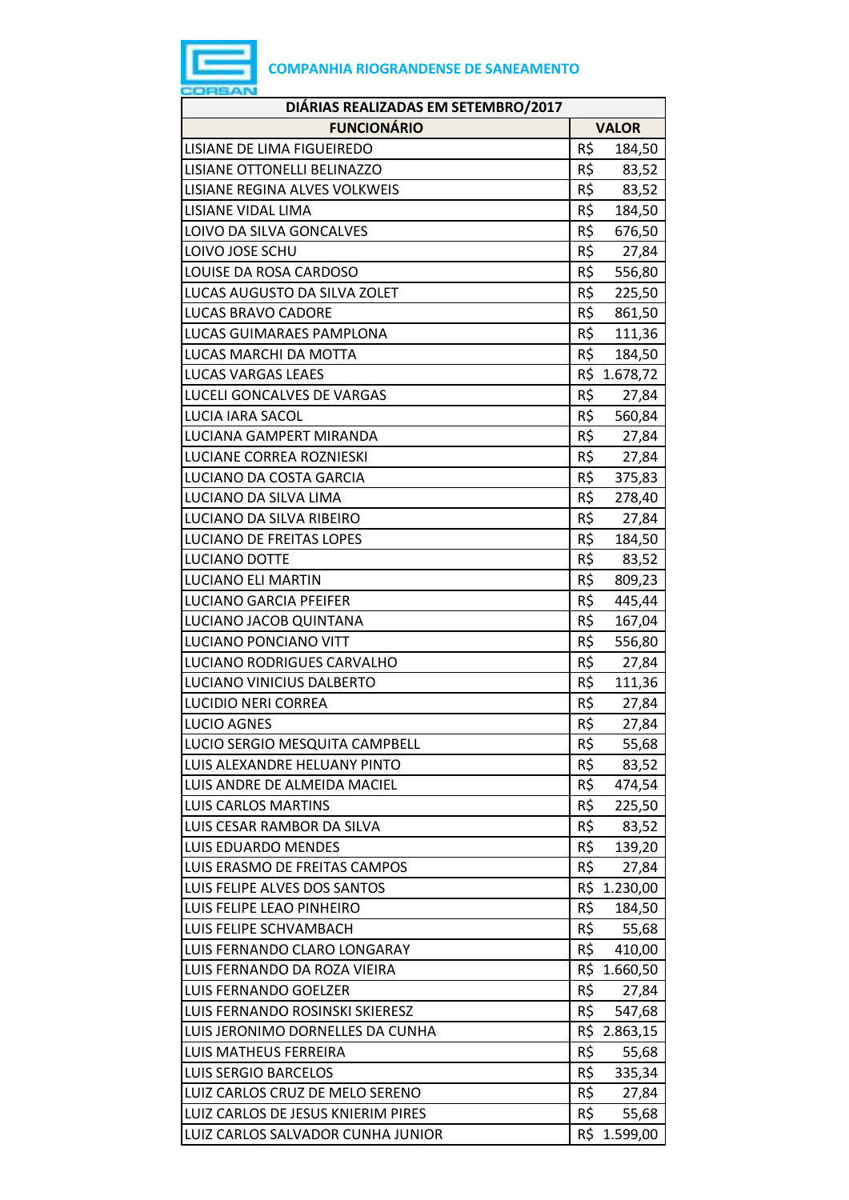COMPANHIA RIOGRANDENSE DE SANEAMENTO

| DIÁRIAS REALIZADAS EM SETEMBRO/2017 | |
|---|---|
| FUNCIONÁRIO | VALOR |
| LISIANE DE LIMA FIGUEIREDO | R$ 184,50 |
| LISIANE OTTONELLI BELINAZZO | R$ 83,52 |
| LISIANE REGINA ALVES VOLKWEIS | R$ 83,52 |
| LISIANE VIDAL LIMA | R$ 184,50 |
| LOIVO DA SILVA GONCALVES | R$ 676,50 |
| LOIVO JOSE SCHU | R$ 27,84 |
| LOUISE DA ROSA CARDOSO | R$ 556,80 |
| LUCAS AUGUSTO DA SILVA ZOLET | R$ 225,50 |
| LUCAS BRAVO CADORE | R$ 861,50 |
| LUCAS GUIMARAES PAMPLONA | R$ 111,36 |
| LUCAS MARCHI DA MOTTA | R$ 184,50 |
| LUCAS VARGAS LEAES | R$ 1.678,72 |
| LUCELI GONCALVES DE VARGAS | R$ 27,84 |
| LUCIA IARA SACOL | R$ 560,84 |
| LUCIANA GAMPERT MIRANDA | R$ 27,84 |
| LUCIANE CORREA ROZNIESKI | R$ 27,84 |
| LUCIANO DA COSTA GARCIA | R$ 375,83 |
| LUCIANO DA SILVA LIMA | R$ 278,40 |
| LUCIANO DA SILVA RIBEIRO | R$ 27,84 |
| LUCIANO DE FREITAS LOPES | R$ 184,50 |
| LUCIANO DOTTE | R$ 83,52 |
| LUCIANO ELI MARTIN | R$ 809,23 |
| LUCIANO GARCIA PFEIFER | R$ 445,44 |
| LUCIANO JACOB QUINTANA | R$ 167,04 |
| LUCIANO PONCIANO VITT | R$ 556,80 |
| LUCIANO RODRIGUES CARVALHO | R$ 27,84 |
| LUCIANO VINICIUS DALBERTO | R$ 111,36 |
| LUCIDIO NERI CORREA | R$ 27,84 |
| LUCIO AGNES | R$ 27,84 |
| LUCIO SERGIO MESQUITA CAMPBELL | R$ 55,68 |
| LUIS ALEXANDRE HELUANY PINTO | R$ 83,52 |
| LUIS ANDRE DE ALMEIDA MACIEL | R$ 474,54 |
| LUIS CARLOS MARTINS | R$ 225,50 |
| LUIS CESAR RAMBOR DA SILVA | R$ 83,52 |
| LUIS EDUARDO MENDES | R$ 139,20 |
| LUIS ERASMO DE FREITAS CAMPOS | R$ 27,84 |
| LUIS FELIPE ALVES DOS SANTOS | R$ 1.230,00 |
| LUIS FELIPE LEAO PINHEIRO | R$ 184,50 |
| LUIS FELIPE SCHVAMBACH | R$ 55,68 |
| LUIS FERNANDO CLARO LONGARAY | R$ 410,00 |
| LUIS FERNANDO DA ROZA VIEIRA | R$ 1.660,50 |
| LUIS FERNANDO GOELZER | R$ 27,84 |
| LUIS FERNANDO ROSINSKI SKIERESZ | R$ 547,68 |
| LUIS JERONIMO DORNELLES DA CUNHA | R$ 2.863,15 |
| LUIS MATHEUS FERREIRA | R$ 55,68 |
| LUIS SERGIO BARCELOS | R$ 335,34 |
| LUIZ CARLOS CRUZ DE MELO SERENO | R$ 27,84 |
| LUIZ CARLOS DE JESUS KNIERIM PIRES | R$ 55,68 |
| LUIZ CARLOS SALVADOR CUNHA JUNIOR | R$ 1.599,00 |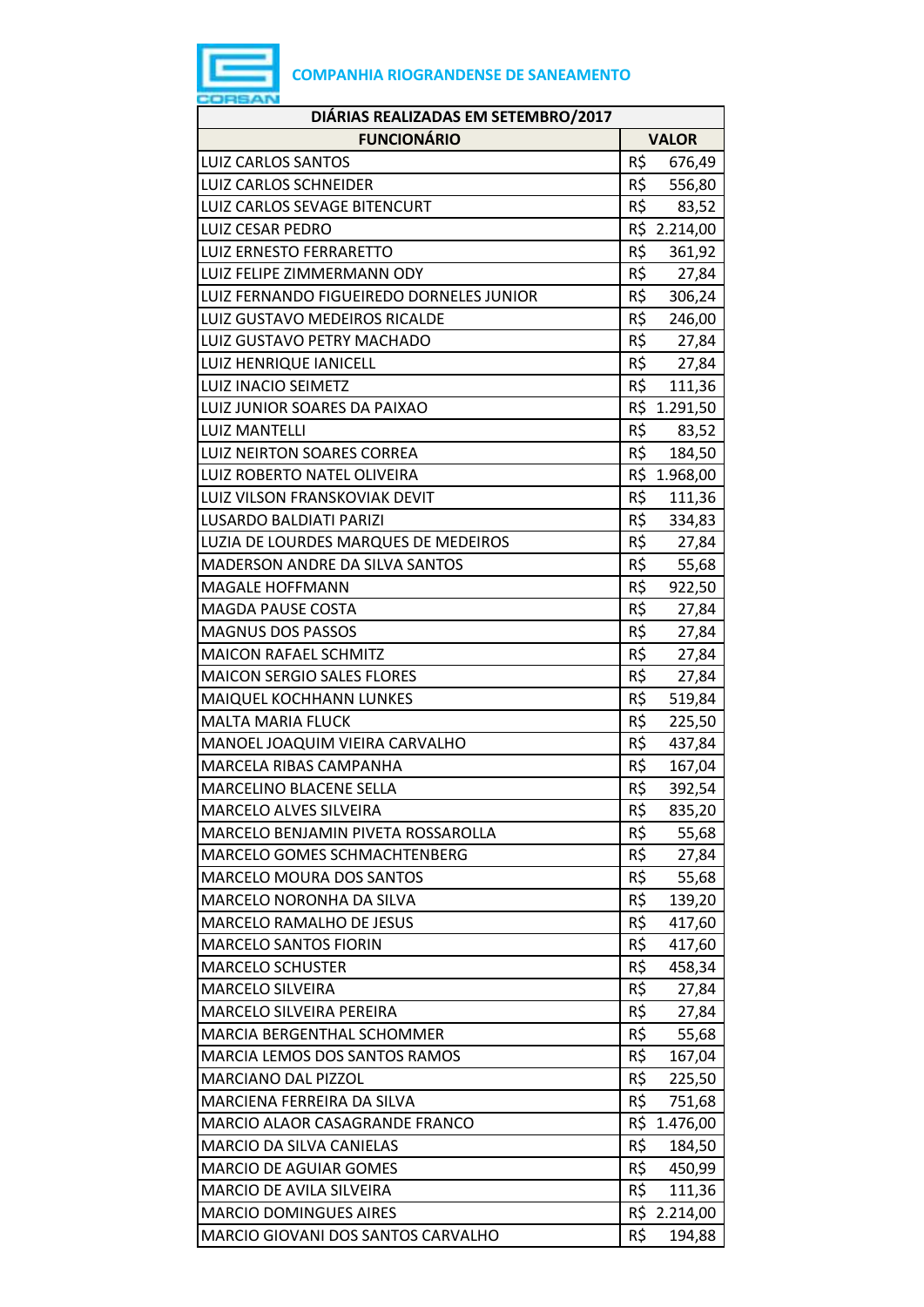COMPANHIA RIOGRANDENSE DE SANEAMENTO

| DIÁRIAS REALIZADAS EM SETEMBRO/2017 | |
|---|---|
| **FUNCIONÁRIO** | **VALOR** |
| LUIZ CARLOS SANTOS | R$ 676,49 |
| LUIZ CARLOS SCHNEIDER | R$ 556,80 |
| LUIZ CARLOS SEVAGE BITENCURT | R$ 83,52 |
| LUIZ CESAR PEDRO | R$ 2.214,00 |
| LUIZ ERNESTO FERRARETTO | R$ 361,92 |
| LUIZ FELIPE ZIMMERMANN ODY | R$ 27,84 |
| LUIZ FERNANDO FIGUEIREDO DORNELES JUNIOR | R$ 306,24 |
| LUIZ GUSTAVO MEDEIROS RICALDE | R$ 246,00 |
| LUIZ GUSTAVO PETRY MACHADO | R$ 27,84 |
| LUIZ HENRIQUE IANICELL | R$ 27,84 |
| LUIZ INACIO SEIMETZ | R$ 111,36 |
| LUIZ JUNIOR SOARES DA PAIXAO | R$ 1.291,50 |
| LUIZ MANTELLI | R$ 83,52 |
| LUIZ NEIRTON SOARES CORREA | R$ 184,50 |
| LUIZ ROBERTO NATEL OLIVEIRA | R$ 1.968,00 |
| LUIZ VILSON FRANSKOVIAK DEVIT | R$ 111,36 |
| LUSARDO BALDIATI PARIZI | R$ 334,83 |
| LUZIA DE LOURDES MARQUES DE MEDEIROS | R$ 27,84 |
| MADERSON ANDRE DA SILVA SANTOS | R$ 55,68 |
| MAGALE HOFFMANN | R$ 922,50 |
| MAGDA PAUSE COSTA | R$ 27,84 |
| MAGNUS DOS PASSOS | R$ 27,84 |
| MAICON RAFAEL SCHMITZ | R$ 27,84 |
| MAICON SERGIO SALES FLORES | R$ 27,84 |
| MAIQUEL KOCHHANN LUNKES | R$ 519,84 |
| MALTA MARIA FLUCK | R$ 225,50 |
| MANOEL JOAQUIM VIEIRA CARVALHO | R$ 437,84 |
| MARCELA RIBAS CAMPANHA | R$ 167,04 |
| MARCELINO BLACENE SELLA | R$ 392,54 |
| MARCELO ALVES SILVEIRA | R$ 835,20 |
| MARCELO BENJAMIN PIVETA ROSSAROLLA | R$ 55,68 |
| MARCELO GOMES SCHMACHTENBERG | R$ 27,84 |
| MARCELO MOURA DOS SANTOS | R$ 55,68 |
| MARCELO NORONHA DA SILVA | R$ 139,20 |
| MARCELO RAMALHO DE JESUS | R$ 417,60 |
| MARCELO SANTOS FIORIN | R$ 417,60 |
| MARCELO SCHUSTER | R$ 458,34 |
| MARCELO SILVEIRA | R$ 27,84 |
| MARCELO SILVEIRA PEREIRA | R$ 27,84 |
| MARCIA BERGENTHAL SCHOMMER | R$ 55,68 |
| MARCIA LEMOS DOS SANTOS RAMOS | R$ 167,04 |
| MARCIANO DAL PIZZOL | R$ 225,50 |
| MARCIENA FERREIRA DA SILVA | R$ 751,68 |
| MARCIO ALAOR CASAGRANDE FRANCO | R$ 1.476,00 |
| MARCIO DA SILVA CANIELAS | R$ 184,50 |
| MARCIO DE AGUIAR GOMES | R$ 450,99 |
| MARCIO DE AVILA SILVEIRA | R$ 111,36 |
| MARCIO DOMINGUES AIRES | R$ 2.214,00 |
| MARCIO GIOVANI DOS SANTOS CARVALHO | R$ 194,88 |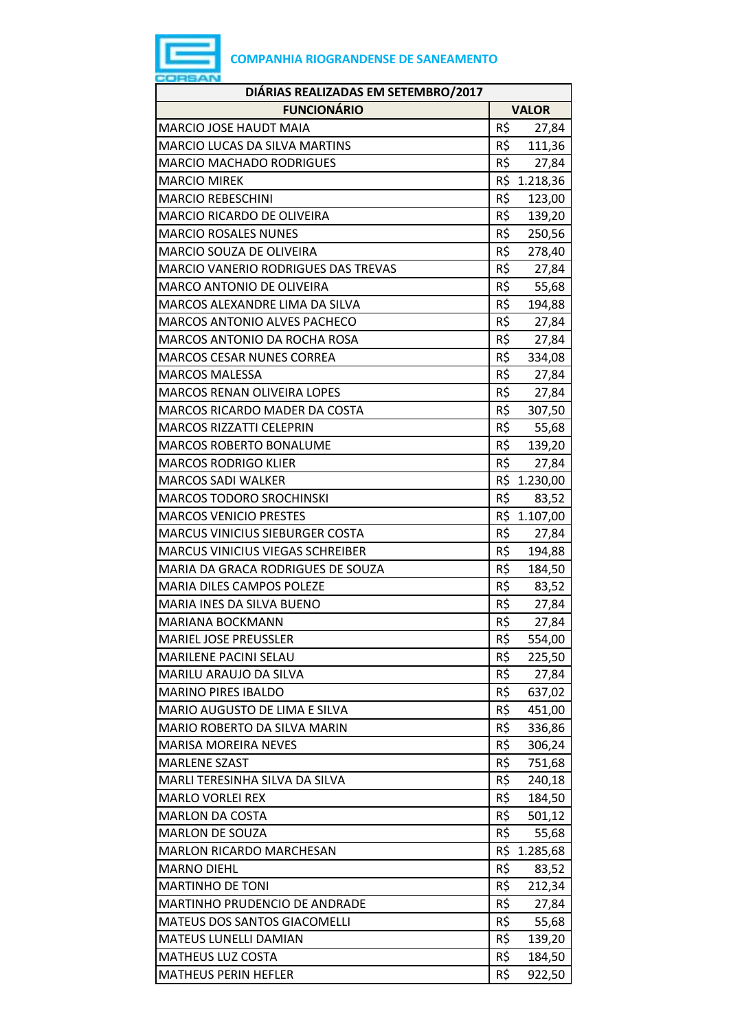**COMPANHIA RIOGRANDENSE DE SANEAMENTO**

| DIÁRIAS REALIZADAS EM SETEMBRO/2017 | |
|---|---|
| **FUNCIONÁRIO** | **VALOR** |
| MARCIO JOSE HAUDT MAIA | R$ 27,84 |
| MARCIO LUCAS DA SILVA MARTINS | R$ 111,36 |
| MARCIO MACHADO RODRIGUES | R$ 27,84 |
| MARCIO MIREK | R$ 1.218,36 |
| MARCIO REBESCHINI | R$ 123,00 |
| MARCIO RICARDO DE OLIVEIRA | R$ 139,20 |
| MARCIO ROSALES NUNES | R$ 250,56 |
| MARCIO SOUZA DE OLIVEIRA | R$ 278,40 |
| MARCIO VANERIO RODRIGUES DAS TREVAS | R$ 27,84 |
| MARCO ANTONIO DE OLIVEIRA | R$ 55,68 |
| MARCOS ALEXANDRE LIMA DA SILVA | R$ 194,88 |
| MARCOS ANTONIO ALVES PACHECO | R$ 27,84 |
| MARCOS ANTONIO DA ROCHA ROSA | R$ 27,84 |
| MARCOS CESAR NUNES CORREA | R$ 334,08 |
| MARCOS MALESSA | R$ 27,84 |
| MARCOS RENAN OLIVEIRA LOPES | R$ 27,84 |
| MARCOS RICARDO MADER DA COSTA | R$ 307,50 |
| MARCOS RIZZATTI CELEPRIN | R$ 55,68 |
| MARCOS ROBERTO BONALUME | R$ 139,20 |
| MARCOS RODRIGO KLIER | R$ 27,84 |
| MARCOS SADI WALKER | R$ 1.230,00 |
| MARCOS TODORO SROCHINSKI | R$ 83,52 |
| MARCOS VENICIO PRESTES | R$ 1.107,00 |
| MARCUS VINICIUS SIEBURGER COSTA | R$ 27,84 |
| MARCUS VINICIUS VIEGAS SCHREIBER | R$ 194,88 |
| MARIA DA GRACA RODRIGUES DE SOUZA | R$ 184,50 |
| MARIA DILES CAMPOS POLEZE | R$ 83,52 |
| MARIA INES DA SILVA BUENO | R$ 27,84 |
| MARIANA BOCKMANN | R$ 27,84 |
| MARIEL JOSE PREUSSLER | R$ 554,00 |
| MARILENE PACINI SELAU | R$ 225,50 |
| MARILU ARAUJO DA SILVA | R$ 27,84 |
| MARINO PIRES IBALDO | R$ 637,02 |
| MARIO AUGUSTO DE LIMA E SILVA | R$ 451,00 |
| MARIO ROBERTO DA SILVA MARIN | R$ 336,86 |
| MARISA MOREIRA NEVES | R$ 306,24 |
| MARLENE SZAST | R$ 751,68 |
| MARLI TERESINHA SILVA DA SILVA | R$ 240,18 |
| MARLO VORLEI REX | R$ 184,50 |
| MARLON DA COSTA | R$ 501,12 |
| MARLON DE SOUZA | R$ 55,68 |
| MARLON RICARDO MARCHESAN | R$ 1.285,68 |
| MARNO DIEHL | R$ 83,52 |
| MARTINHO DE TONI | R$ 212,34 |
| MARTINHO PRUDENCIO DE ANDRADE | R$ 27,84 |
| MATEUS DOS SANTOS GIACOMELLI | R$ 55,68 |
| MATEUS LUNELLI DAMIAN | R$ 139,20 |
| MATHEUS LUZ COSTA | R$ 184,50 |
| MATHEUS PERIN HEFLER | R$ 922,50 |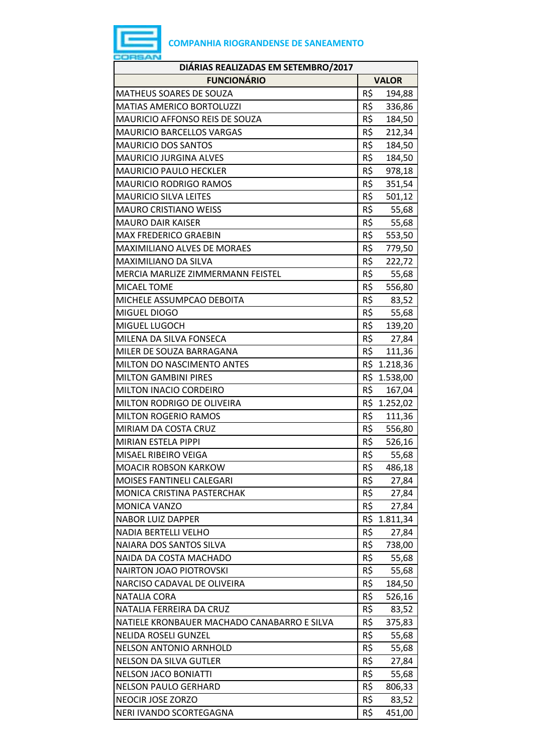**COMPANHIA RIOGRANDENSE DE SANEAMENTO**

| DIÁRIAS REALIZADAS EM SETEMBRO/2017 | |
|---|---|
| **FUNCIONÁRIO** | **VALOR** |
| MATHEUS SOARES DE SOUZA | R$ 194,88 |
| MATIAS AMERICO BORTOLUZZI | R$ 336,86 |
| MAURICIO AFFONSO REIS DE SOUZA | R$ 184,50 |
| MAURICIO BARCELLOS VARGAS | R$ 212,34 |
| MAURICIO DOS SANTOS | R$ 184,50 |
| MAURICIO JURGINA ALVES | R$ 184,50 |
| MAURICIO PAULO HECKLER | R$ 978,18 |
| MAURICIO RODRIGO RAMOS | R$ 351,54 |
| MAURICIO SILVA LEITES | R$ 501,12 |
| MAURO CRISTIANO WEISS | R$ 55,68 |
| MAURO DAIR KAISER | R$ 55,68 |
| MAX FREDERICO GRAEBIN | R$ 553,50 |
| MAXIMILIANO ALVES DE MORAES | R$ 779,50 |
| MAXIMILIANO DA SILVA | R$ 222,72 |
| MERCIA MARLIZE ZIMMERMANN FEISTEL | R$ 55,68 |
| MICAEL TOME | R$ 556,80 |
| MICHELE ASSUMPCAO DEBOITA | R$ 83,52 |
| MIGUEL DIOGO | R$ 55,68 |
| MIGUEL LUGOCH | R$ 139,20 |
| MILENA DA SILVA FONSECA | R$ 27,84 |
| MILER DE SOUZA BARRAGANA | R$ 111,36 |
| MILTON DO NASCIMENTO ANTES | R$ 1.218,36 |
| MILTON GAMBINI PIRES | R$ 1.538,00 |
| MILTON INACIO CORDEIRO | R$ 167,04 |
| MILTON RODRIGO DE OLIVEIRA | R$ 1.252,02 |
| MILTON ROGERIO RAMOS | R$ 111,36 |
| MIRIAM DA COSTA CRUZ | R$ 556,80 |
| MIRIAN ESTELA PIPPI | R$ 526,16 |
| MISAEL RIBEIRO VEIGA | R$ 55,68 |
| MOACIR ROBSON KARKOW | R$ 486,18 |
| MOISES FANTINELI CALEGARI | R$ 27,84 |
| MONICA CRISTINA PASTERCHAK | R$ 27,84 |
| MONICA VANZO | R$ 27,84 |
| NABOR LUIZ DAPPER | R$ 1.811,34 |
| NADIA BERTELLI VELHO | R$ 27,84 |
| NAIARA DOS SANTOS SILVA | R$ 738,00 |
| NAIDA DA COSTA MACHADO | R$ 55,68 |
| NAIRTON JOAO PIOTROVSKI | R$ 55,68 |
| NARCISO CADAVAL DE OLIVEIRA | R$ 184,50 |
| NATALIA CORA | R$ 526,16 |
| NATALIA FERREIRA DA CRUZ | R$ 83,52 |
| NATIELE KRONBAUER MACHADO CANABARRO E SILVA | R$ 375,83 |
| NELIDA ROSELI GUNZEL | R$ 55,68 |
| NELSON ANTONIO ARNHOLD | R$ 55,68 |
| NELSON DA SILVA GUTLER | R$ 27,84 |
| NELSON JACO BONIATTI | R$ 55,68 |
| NELSON PAULO GERHARD | R$ 806,33 |
| NEOCIR JOSE ZORZO | R$ 83,52 |
| NERI IVANDO SCORTEGAGNA | R$ 451,00 |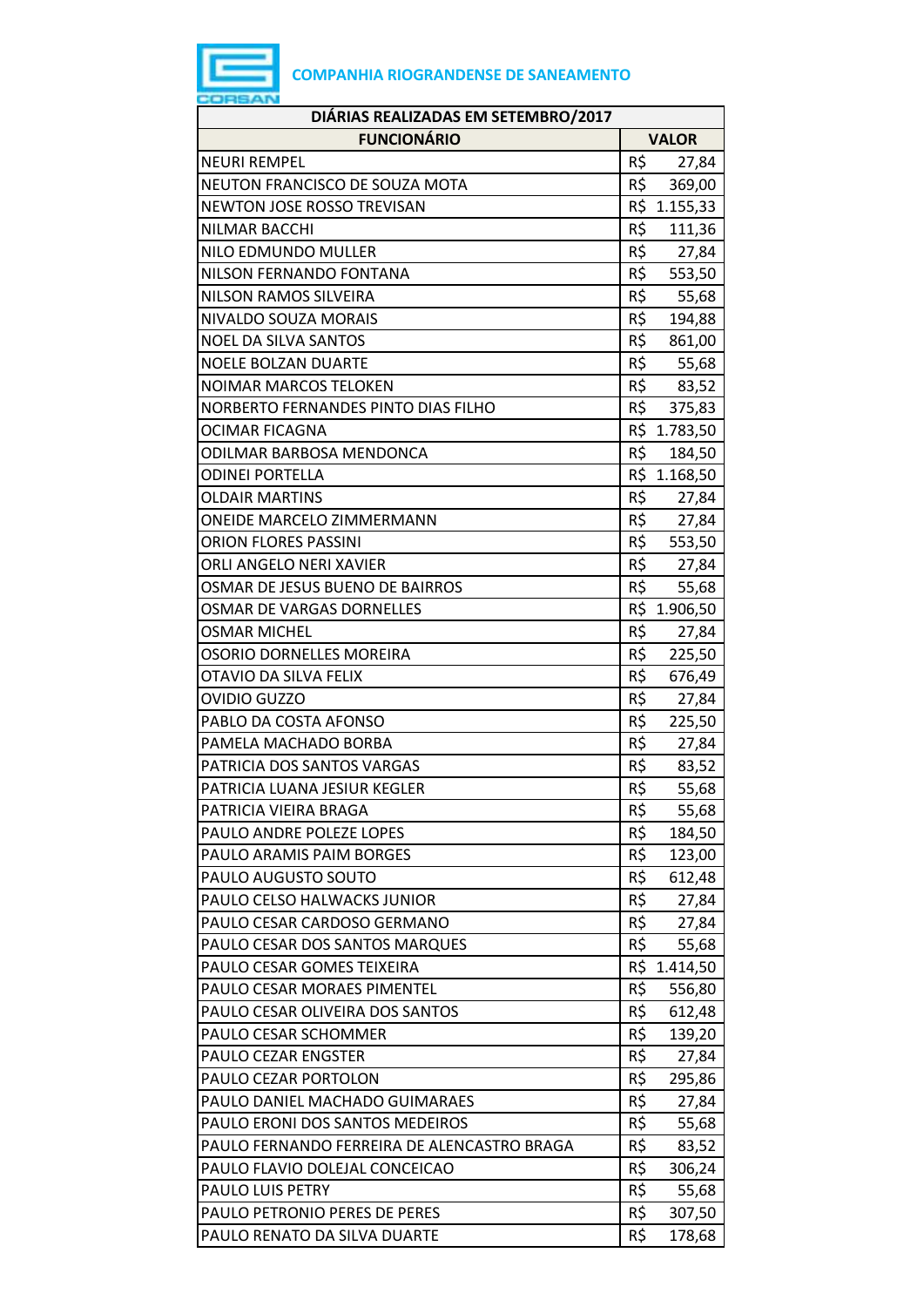**COMPANHIA RIOGRANDENSE DE SANEAMENTO**

| DIÁRIAS REALIZADAS EM SETEMBRO/2017 | |
|---|---|
| **FUNCIONÁRIO** | **VALOR** |
| NEURI REMPEL | R$ 27,84 |
| NEUTON FRANCISCO DE SOUZA MOTA | R$ 369,00 |
| NEWTON JOSE ROSSO TREVISAN | R$ 1.155,33 |
| NILMAR BACCHI | R$ 111,36 |
| NILO EDMUNDO MULLER | R$ 27,84 |
| NILSON FERNANDO FONTANA | R$ 553,50 |
| NILSON RAMOS SILVEIRA | R$ 55,68 |
| NIVALDO SOUZA MORAIS | R$ 194,88 |
| NOEL DA SILVA SANTOS | R$ 861,00 |
| NOELE BOLZAN DUARTE | R$ 55,68 |
| NOIMAR MARCOS TELOKEN | R$ 83,52 |
| NORBERTO FERNANDES PINTO DIAS FILHO | R$ 375,83 |
| OCIMAR FICAGNA | R$ 1.783,50 |
| ODILMAR BARBOSA MENDONCA | R$ 184,50 |
| ODINEI PORTELLA | R$ 1.168,50 |
| OLDAIR MARTINS | R$ 27,84 |
| ONEIDE MARCELO ZIMMERMANN | R$ 27,84 |
| ORION FLORES PASSINI | R$ 553,50 |
| ORLI ANGELO NERI XAVIER | R$ 27,84 |
| OSMAR DE JESUS BUENO DE BAIRROS | R$ 55,68 |
| OSMAR DE VARGAS DORNELLES | R$ 1.906,50 |
| OSMAR MICHEL | R$ 27,84 |
| OSORIO DORNELLES MOREIRA | R$ 225,50 |
| OTAVIO DA SILVA FELIX | R$ 676,49 |
| OVIDIO GUZZO | R$ 27,84 |
| PABLO DA COSTA AFONSO | R$ 225,50 |
| PAMELA MACHADO BORBA | R$ 27,84 |
| PATRICIA DOS SANTOS VARGAS | R$ 83,52 |
| PATRICIA LUANA JESIUR KEGLER | R$ 55,68 |
| PATRICIA VIEIRA BRAGA | R$ 55,68 |
| PAULO ANDRE POLEZE LOPES | R$ 184,50 |
| PAULO ARAMIS PAIM BORGES | R$ 123,00 |
| PAULO AUGUSTO SOUTO | R$ 612,48 |
| PAULO CELSO HALWACKS JUNIOR | R$ 27,84 |
| PAULO CESAR CARDOSO GERMANO | R$ 27,84 |
| PAULO CESAR DOS SANTOS MARQUES | R$ 55,68 |
| PAULO CESAR GOMES TEIXEIRA | R$ 1.414,50 |
| PAULO CESAR MORAES PIMENTEL | R$ 556,80 |
| PAULO CESAR OLIVEIRA DOS SANTOS | R$ 612,48 |
| PAULO CESAR SCHOMMER | R$ 139,20 |
| PAULO CEZAR ENGSTER | R$ 27,84 |
| PAULO CEZAR PORTOLON | R$ 295,86 |
| PAULO DANIEL MACHADO GUIMARAES | R$ 27,84 |
| PAULO ERONI DOS SANTOS MEDEIROS | R$ 55,68 |
| PAULO FERNANDO FERREIRA DE ALENCASTRO BRAGA | R$ 83,52 |
| PAULO FLAVIO DOLEJAL CONCEICAO | R$ 306,24 |
| PAULO LUIS PETRY | R$ 55,68 |
| PAULO PETRONIO PERES DE PERES | R$ 307,50 |
| PAULO RENATO DA SILVA DUARTE | R$ 178,68 |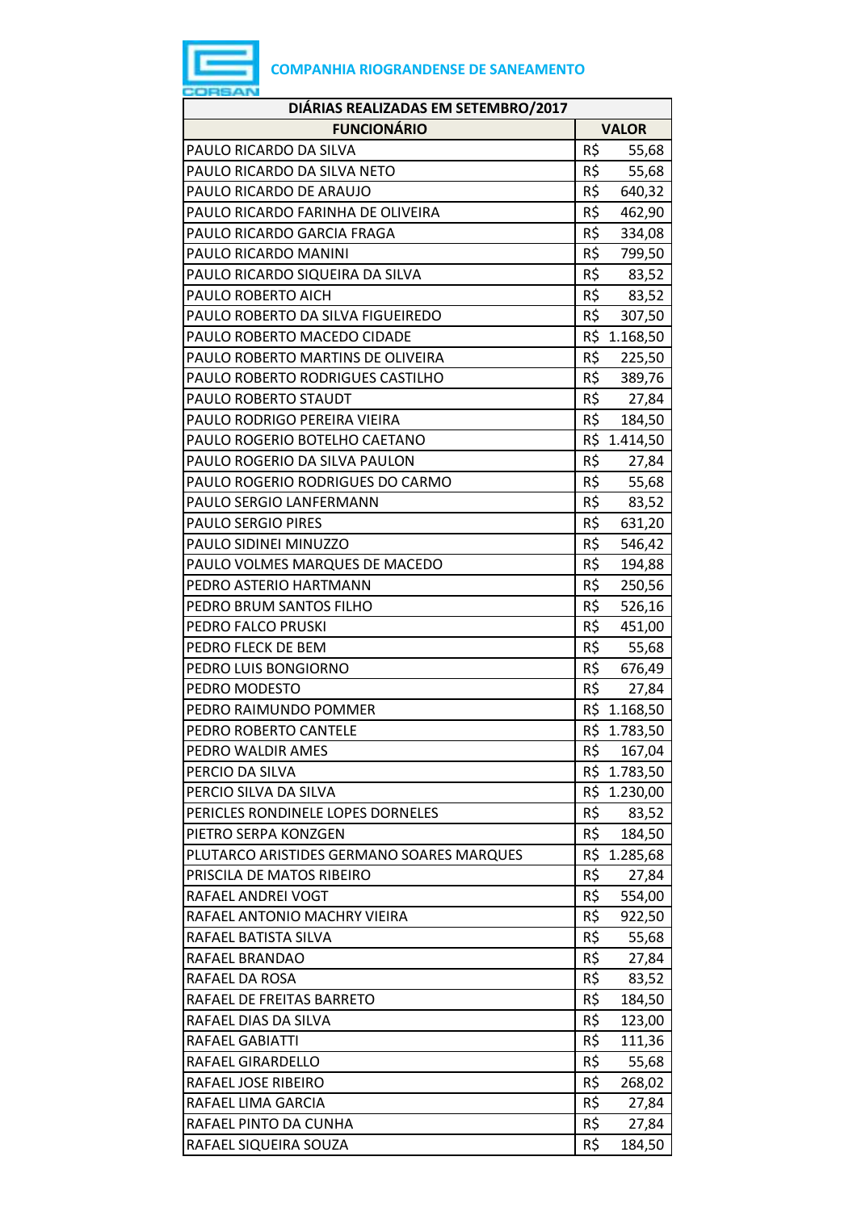COMPANHIA RIOGRANDENSE DE SANEAMENTO

| DIÁRIAS REALIZADAS EM SETEMBRO/2017 | |
|---|---|
| **FUNCIONÁRIO** | **VALOR** |
| PAULO RICARDO DA SILVA | R$ 55,68 |
| PAULO RICARDO DA SILVA NETO | R$ 55,68 |
| PAULO RICARDO DE ARAUJO | R$ 640,32 |
| PAULO RICARDO FARINHA DE OLIVEIRA | R$ 462,90 |
| PAULO RICARDO GARCIA FRAGA | R$ 334,08 |
| PAULO RICARDO MANINI | R$ 799,50 |
| PAULO RICARDO SIQUEIRA DA SILVA | R$ 83,52 |
| PAULO ROBERTO AICH | R$ 83,52 |
| PAULO ROBERTO DA SILVA FIGUEIREDO | R$ 307,50 |
| PAULO ROBERTO MACEDO CIDADE | R$ 1.168,50 |
| PAULO ROBERTO MARTINS DE OLIVEIRA | R$ 225,50 |
| PAULO ROBERTO RODRIGUES CASTILHO | R$ 389,76 |
| PAULO ROBERTO STAUDT | R$ 27,84 |
| PAULO RODRIGO PEREIRA VIEIRA | R$ 184,50 |
| PAULO ROGERIO BOTELHO CAETANO | R$ 1.414,50 |
| PAULO ROGERIO DA SILVA PAULON | R$ 27,84 |
| PAULO ROGERIO RODRIGUES DO CARMO | R$ 55,68 |
| PAULO SERGIO LANFERMANN | R$ 83,52 |
| PAULO SERGIO PIRES | R$ 631,20 |
| PAULO SIDINEI MINUZZO | R$ 546,42 |
| PAULO VOLMES MARQUES DE MACEDO | R$ 194,88 |
| PEDRO ASTERIO HARTMANN | R$ 250,56 |
| PEDRO BRUM SANTOS FILHO | R$ 526,16 |
| PEDRO FALCO PRUSKI | R$ 451,00 |
| PEDRO FLECK DE BEM | R$ 55,68 |
| PEDRO LUIS BONGIORNO | R$ 676,49 |
| PEDRO MODESTO | R$ 27,84 |
| PEDRO RAIMUNDO POMMER | R$ 1.168,50 |
| PEDRO ROBERTO CANTELE | R$ 1.783,50 |
| PEDRO WALDIR AMES | R$ 167,04 |
| PERCIO DA SILVA | R$ 1.783,50 |
| PERCIO SILVA DA SILVA | R$ 1.230,00 |
| PERICLES RONDINELE LOPES DORNELES | R$ 83,52 |
| PIETRO SERPA KONZGEN | R$ 184,50 |
| PLUTARCO ARISTIDES GERMANO SOARES MARQUES | R$ 1.285,68 |
| PRISCILA DE MATOS RIBEIRO | R$ 27,84 |
| RAFAEL ANDREI VOGT | R$ 554,00 |
| RAFAEL ANTONIO MACHRY VIEIRA | R$ 922,50 |
| RAFAEL BATISTA SILVA | R$ 55,68 |
| RAFAEL BRANDAO | R$ 27,84 |
| RAFAEL DA ROSA | R$ 83,52 |
| RAFAEL DE FREITAS BARRETO | R$ 184,50 |
| RAFAEL DIAS DA SILVA | R$ 123,00 |
| RAFAEL GABIATTI | R$ 111,36 |
| RAFAEL GIRARDELLO | R$ 55,68 |
| RAFAEL JOSE RIBEIRO | R$ 268,02 |
| RAFAEL LIMA GARCIA | R$ 27,84 |
| RAFAEL PINTO DA CUNHA | R$ 27,84 |
| RAFAEL SIQUEIRA SOUZA | R$ 184,50 |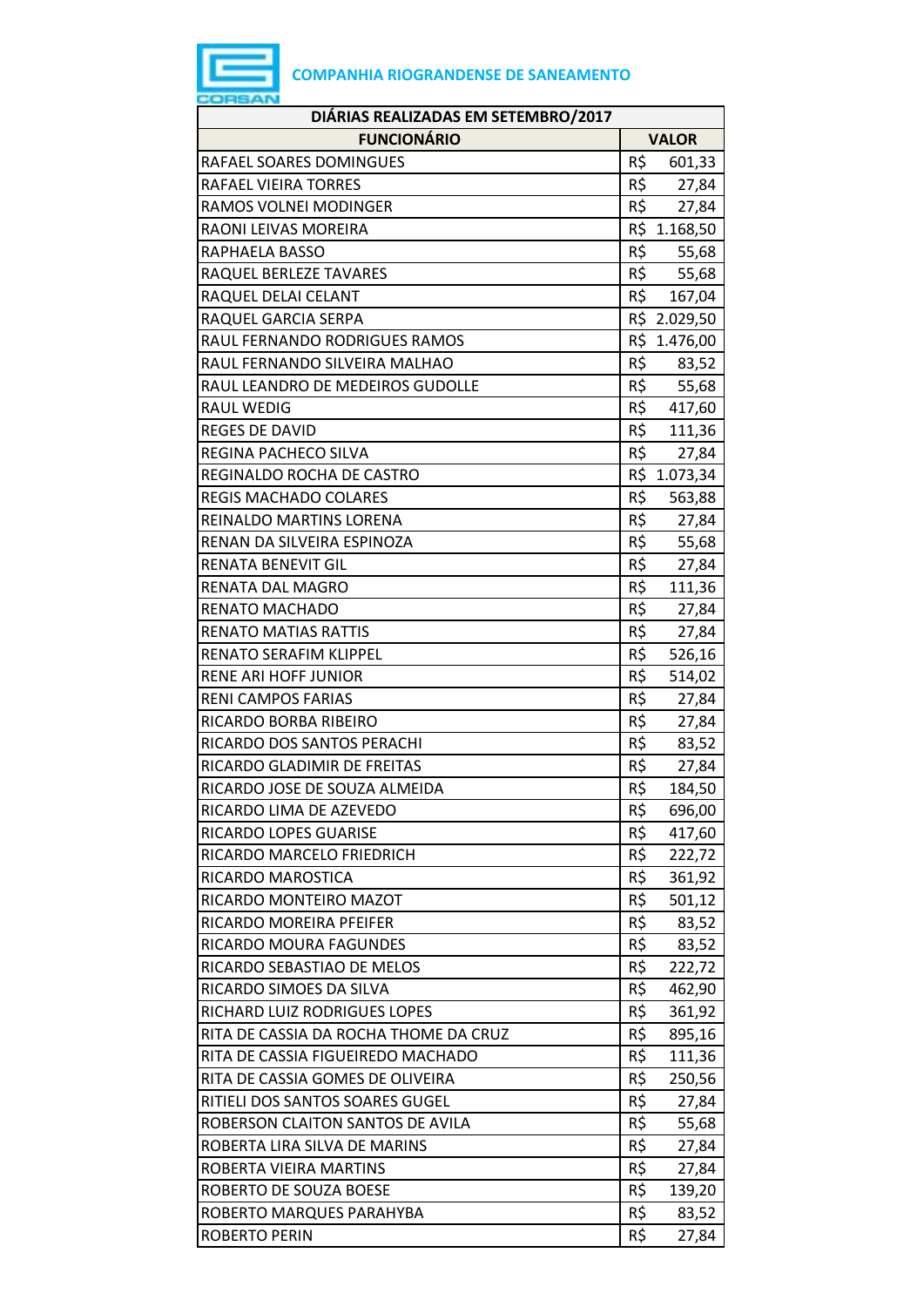**COMPANHIA RIOGRANDENSE DE SANEAMENTO**

| DIÁRIAS REALIZADAS EM SETEMBRO/2017 | |
|---|---|
| **FUNCIONÁRIO** | **VALOR** |
| RAFAEL SOARES DOMINGUES | R$ 601,33 |
| RAFAEL VIEIRA TORRES | R$ 27,84 |
| RAMOS VOLNEI MODINGER | R$ 27,84 |
| RAONI LEIVAS MOREIRA | R$ 1.168,50 |
| RAPHAELA BASSO | R$ 55,68 |
| RAQUEL BERLEZE TAVARES | R$ 55,68 |
| RAQUEL DELAI CELANT | R$ 167,04 |
| RAQUEL GARCIA SERPA | R$ 2.029,50 |
| RAUL FERNANDO RODRIGUES RAMOS | R$ 1.476,00 |
| RAUL FERNANDO SILVEIRA MALHAO | R$ 83,52 |
| RAUL LEANDRO DE MEDEIROS GUDOLLE | R$ 55,68 |
| RAUL WEDIG | R$ 417,60 |
| REGES DE DAVID | R$ 111,36 |
| REGINA PACHECO SILVA | R$ 27,84 |
| REGINALDO ROCHA DE CASTRO | R$ 1.073,34 |
| REGIS MACHADO COLARES | R$ 563,88 |
| REINALDO MARTINS LORENA | R$ 27,84 |
| RENAN DA SILVEIRA ESPINOZA | R$ 55,68 |
| RENATA BENEVIT GIL | R$ 27,84 |
| RENATA DAL MAGRO | R$ 111,36 |
| RENATO MACHADO | R$ 27,84 |
| RENATO MATIAS RATTIS | R$ 27,84 |
| RENATO SERAFIM KLIPPEL | R$ 526,16 |
| RENE ARI HOFF JUNIOR | R$ 514,02 |
| RENI CAMPOS FARIAS | R$ 27,84 |
| RICARDO BORBA RIBEIRO | R$ 27,84 |
| RICARDO DOS SANTOS PERACHI | R$ 83,52 |
| RICARDO GLADIMIR DE FREITAS | R$ 27,84 |
| RICARDO JOSE DE SOUZA ALMEIDA | R$ 184,50 |
| RICARDO LIMA DE AZEVEDO | R$ 696,00 |
| RICARDO LOPES GUARISE | R$ 417,60 |
| RICARDO MARCELO FRIEDRICH | R$ 222,72 |
| RICARDO MAROSTICA | R$ 361,92 |
| RICARDO MONTEIRO MAZOT | R$ 501,12 |
| RICARDO MOREIRA PFEIFER | R$ 83,52 |
| RICARDO MOURA FAGUNDES | R$ 83,52 |
| RICARDO SEBASTIAO DE MELOS | R$ 222,72 |
| RICARDO SIMOES DA SILVA | R$ 462,90 |
| RICHARD LUIZ RODRIGUES LOPES | R$ 361,92 |
| RITA DE CASSIA DA ROCHA THOME DA CRUZ | R$ 895,16 |
| RITA DE CASSIA FIGUEIREDO MACHADO | R$ 111,36 |
| RITA DE CASSIA GOMES DE OLIVEIRA | R$ 250,56 |
| RITIELI DOS SANTOS SOARES GUGEL | R$ 27,84 |
| ROBERSON CLAITON SANTOS DE AVILA | R$ 55,68 |
| ROBERTA LIRA SILVA DE MARINS | R$ 27,84 |
| ROBERTA VIEIRA MARTINS | R$ 27,84 |
| ROBERTO DE SOUZA BOESE | R$ 139,20 |
| ROBERTO MARQUES PARAHYBA | R$ 83,52 |
| ROBERTO PERIN | R$ 27,84 |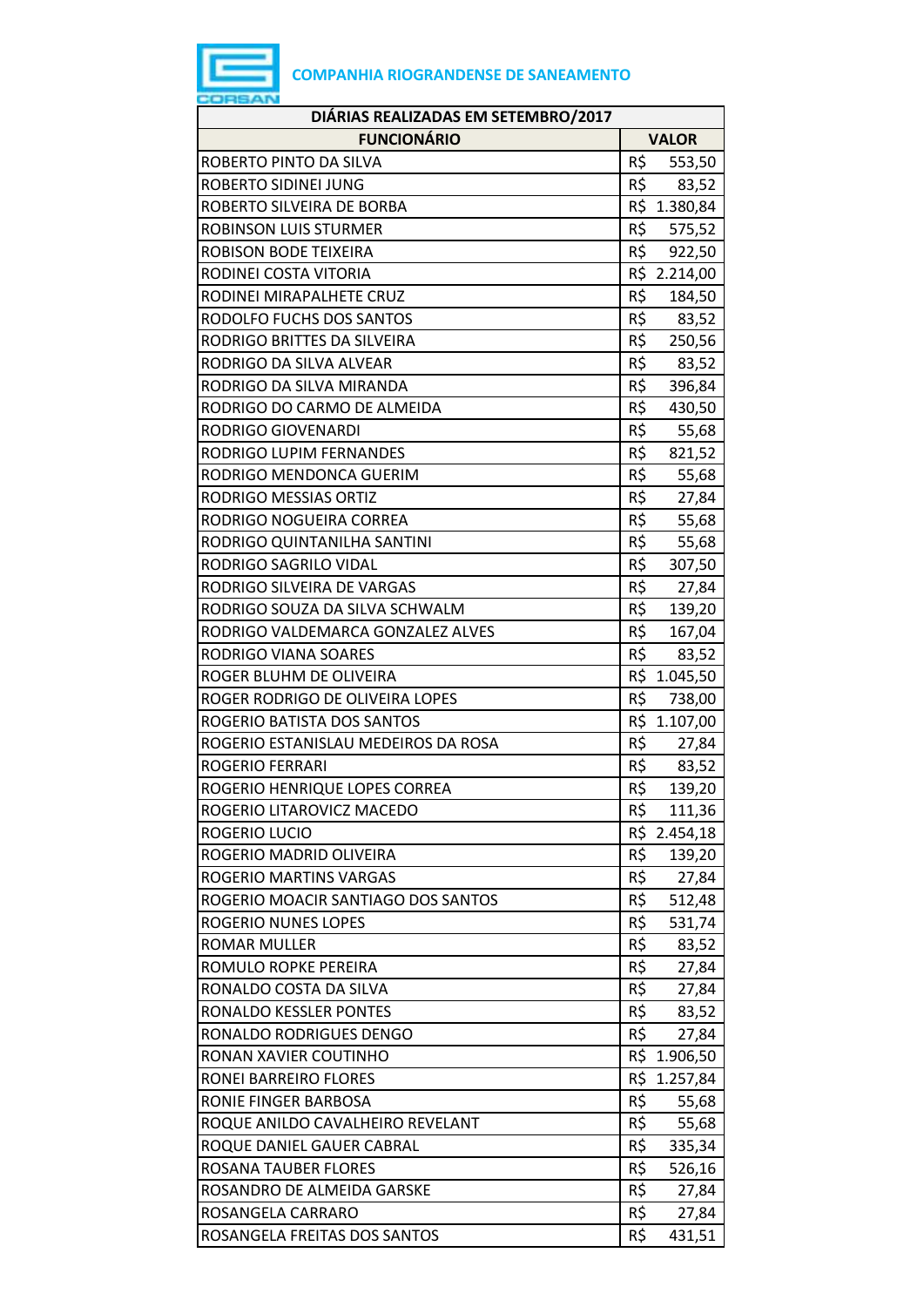**COMPANHIA RIOGRANDENSE DE SANEAMENTO**

| DIÁRIAS REALIZADAS EM SETEMBRO/2017 | |
|---|---|
| **FUNCIONÁRIO** | **VALOR** |
| ROBERTO PINTO DA SILVA | R$ 553,50 |
| ROBERTO SIDINEI JUNG | R$ 83,52 |
| ROBERTO SILVEIRA DE BORBA | R$ 1.380,84 |
| ROBINSON LUIS STURMER | R$ 575,52 |
| ROBISON BODE TEIXEIRA | R$ 922,50 |
| RODINEI COSTA VITORIA | R$ 2.214,00 |
| RODINEI MIRAPALHETE CRUZ | R$ 184,50 |
| RODOLFO FUCHS DOS SANTOS | R$ 83,52 |
| RODRIGO BRITTES DA SILVEIRA | R$ 250,56 |
| RODRIGO DA SILVA ALVEAR | R$ 83,52 |
| RODRIGO DA SILVA MIRANDA | R$ 396,84 |
| RODRIGO DO CARMO DE ALMEIDA | R$ 430,50 |
| RODRIGO GIOVENARDI | R$ 55,68 |
| RODRIGO LUPIM FERNANDES | R$ 821,52 |
| RODRIGO MENDONCA GUERIM | R$ 55,68 |
| RODRIGO MESSIAS ORTIZ | R$ 27,84 |
| RODRIGO NOGUEIRA CORREA | R$ 55,68 |
| RODRIGO QUINTANILHA SANTINI | R$ 55,68 |
| RODRIGO SAGRILO VIDAL | R$ 307,50 |
| RODRIGO SILVEIRA DE VARGAS | R$ 27,84 |
| RODRIGO SOUZA DA SILVA SCHWALM | R$ 139,20 |
| RODRIGO VALDEMARCA GONZALEZ ALVES | R$ 167,04 |
| RODRIGO VIANA SOARES | R$ 83,52 |
| ROGER BLUHM DE OLIVEIRA | R$ 1.045,50 |
| ROGER RODRIGO DE OLIVEIRA LOPES | R$ 738,00 |
| ROGERIO BATISTA DOS SANTOS | R$ 1.107,00 |
| ROGERIO ESTANISLAU MEDEIROS DA ROSA | R$ 27,84 |
| ROGERIO FERRARI | R$ 83,52 |
| ROGERIO HENRIQUE LOPES CORREA | R$ 139,20 |
| ROGERIO LITAROVICZ MACEDO | R$ 111,36 |
| ROGERIO LUCIO | R$ 2.454,18 |
| ROGERIO MADRID OLIVEIRA | R$ 139,20 |
| ROGERIO MARTINS VARGAS | R$ 27,84 |
| ROGERIO MOACIR SANTIAGO DOS SANTOS | R$ 512,48 |
| ROGERIO NUNES LOPES | R$ 531,74 |
| ROMAR MULLER | R$ 83,52 |
| ROMULO ROPKE PEREIRA | R$ 27,84 |
| RONALDO COSTA DA SILVA | R$ 27,84 |
| RONALDO KESSLER PONTES | R$ 83,52 |
| RONALDO RODRIGUES DENGO | R$ 27,84 |
| RONAN XAVIER COUTINHO | R$ 1.906,50 |
| RONEI BARREIRO FLORES | R$ 1.257,84 |
| RONIE FINGER BARBOSA | R$ 55,68 |
| ROQUE ANILDO CAVALHEIRO REVELANT | R$ 55,68 |
| ROQUE DANIEL GAUER CABRAL | R$ 335,34 |
| ROSANA TAUBER FLORES | R$ 526,16 |
| ROSANDRO DE ALMEIDA GARSKE | R$ 27,84 |
| ROSANGELA CARRARO | R$ 27,84 |
| ROSANGELA FREITAS DOS SANTOS | R$ 431,51 |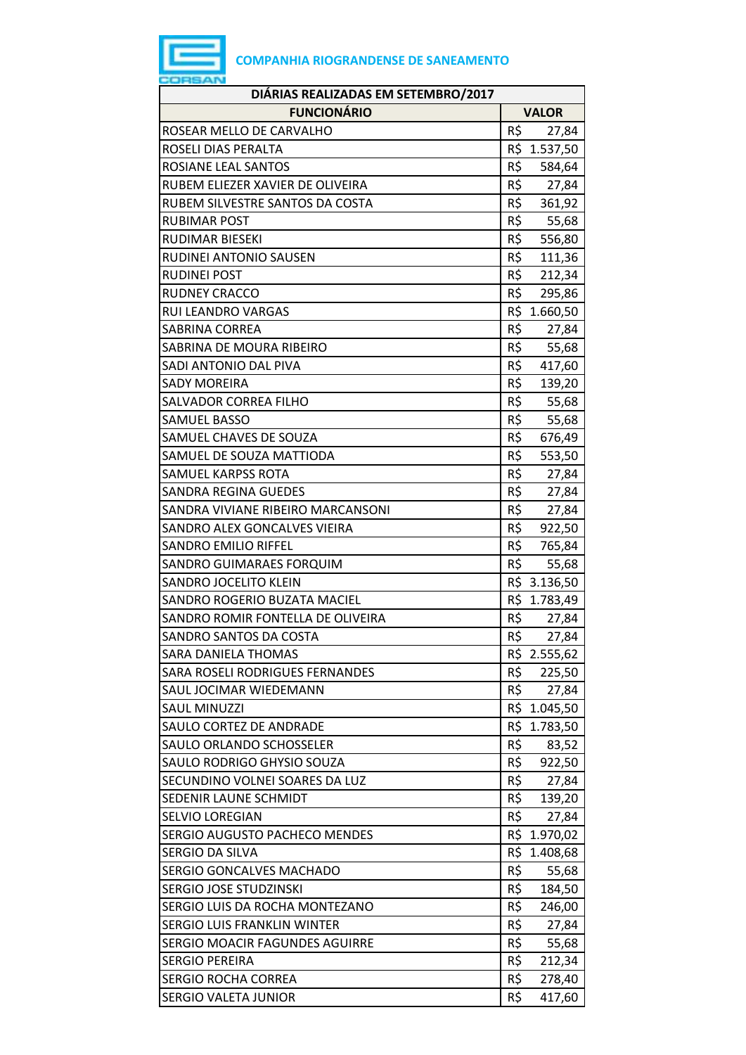**COMPANHIA RIOGRANDENSE DE SANEAMENTO**

| DIÁRIAS REALIZADAS EM SETEMBRO/2017 | |
|---|---|
| **FUNCIONÁRIO** | **VALOR** |
| ROSEAR MELLO DE CARVALHO | R$ 27,84 |
| ROSELI DIAS PERALTA | R$ 1.537,50 |
| ROSIANE LEAL SANTOS | R$ 584,64 |
| RUBEM ELIEZER XAVIER DE OLIVEIRA | R$ 27,84 |
| RUBEM SILVESTRE SANTOS DA COSTA | R$ 361,92 |
| RUBIMAR POST | R$ 55,68 |
| RUDIMAR BIESEKI | R$ 556,80 |
| RUDINEI ANTONIO SAUSEN | R$ 111,36 |
| RUDINEI POST | R$ 212,34 |
| RUDNEY CRACCO | R$ 295,86 |
| RUI LEANDRO VARGAS | R$ 1.660,50 |
| SABRINA CORREA | R$ 27,84 |
| SABRINA DE MOURA RIBEIRO | R$ 55,68 |
| SADI ANTONIO DAL PIVA | R$ 417,60 |
| SADY MOREIRA | R$ 139,20 |
| SALVADOR CORREA FILHO | R$ 55,68 |
| SAMUEL BASSO | R$ 55,68 |
| SAMUEL CHAVES DE SOUZA | R$ 676,49 |
| SAMUEL DE SOUZA MATTIODA | R$ 553,50 |
| SAMUEL KARPSS ROTA | R$ 27,84 |
| SANDRA REGINA GUEDES | R$ 27,84 |
| SANDRA VIVIANE RIBEIRO MARCANSONI | R$ 27,84 |
| SANDRO ALEX GONCALVES VIEIRA | R$ 922,50 |
| SANDRO EMILIO RIFFEL | R$ 765,84 |
| SANDRO GUIMARAES FORQUIM | R$ 55,68 |
| SANDRO JOCELITO KLEIN | R$ 3.136,50 |
| SANDRO ROGERIO BUZATA MACIEL | R$ 1.783,49 |
| SANDRO ROMIR FONTELLA DE OLIVEIRA | R$ 27,84 |
| SANDRO SANTOS DA COSTA | R$ 27,84 |
| SARA DANIELA THOMAS | R$ 2.555,62 |
| SARA ROSELI RODRIGUES FERNANDES | R$ 225,50 |
| SAUL JOCIMAR WIEDEMANN | R$ 27,84 |
| SAUL MINUZZI | R$ 1.045,50 |
| SAULO CORTEZ DE ANDRADE | R$ 1.783,50 |
| SAULO ORLANDO SCHOSSELER | R$ 83,52 |
| SAULO RODRIGO GHYSIO SOUZA | R$ 922,50 |
| SECUNDINO VOLNEI SOARES DA LUZ | R$ 27,84 |
| SEDENIR LAUNE SCHMIDT | R$ 139,20 |
| SELVIO LOREGIAN | R$ 27,84 |
| SERGIO AUGUSTO PACHECO MENDES | R$ 1.970,02 |
| SERGIO DA SILVA | R$ 1.408,68 |
| SERGIO GONCALVES MACHADO | R$ 55,68 |
| SERGIO JOSE STUDZINSKI | R$ 184,50 |
| SERGIO LUIS DA ROCHA MONTEZANO | R$ 246,00 |
| SERGIO LUIS FRANKLIN WINTER | R$ 27,84 |
| SERGIO MOACIR FAGUNDES AGUIRRE | R$ 55,68 |
| SERGIO PEREIRA | R$ 212,34 |
| SERGIO ROCHA CORREA | R$ 278,40 |
| SERGIO VALETA JUNIOR | R$ 417,60 |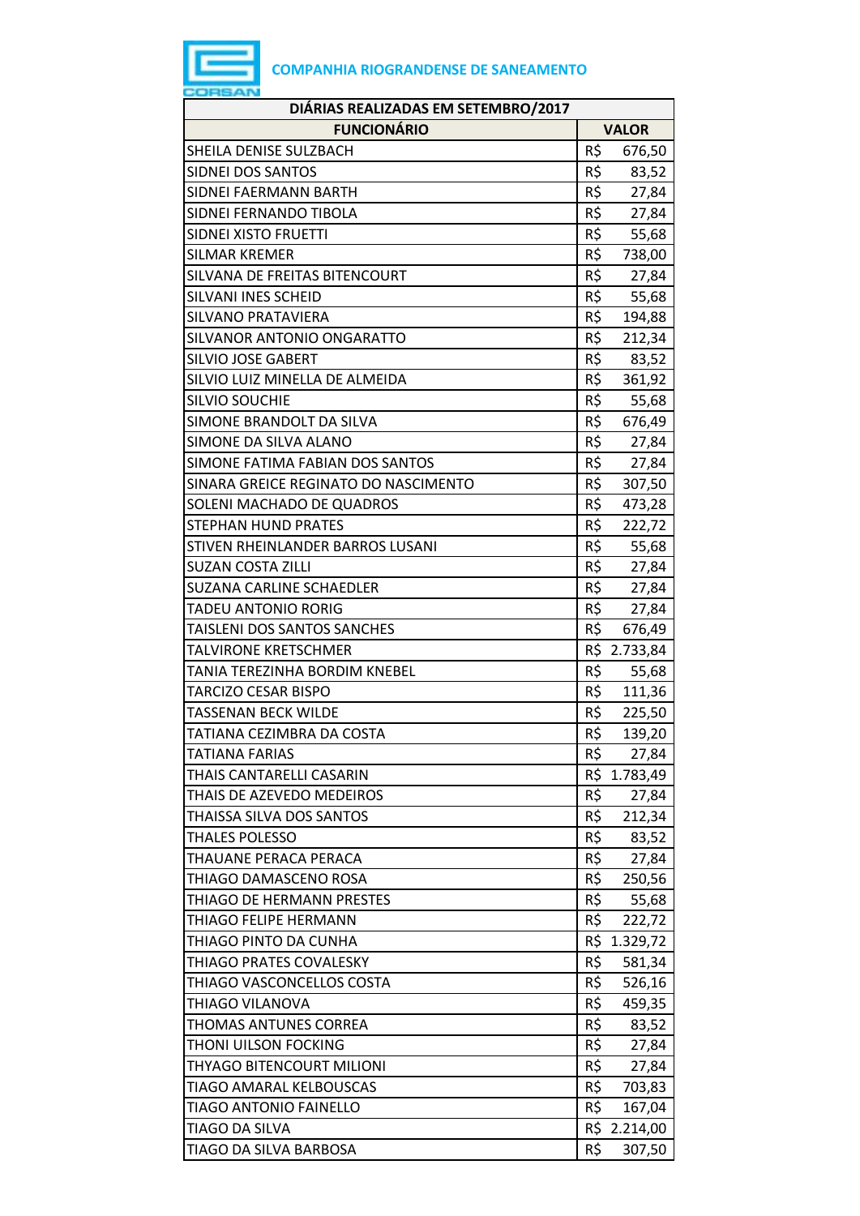COMPANHIA RIOGRANDENSE DE SANEAMENTO

| DIÁRIAS REALIZADAS EM SETEMBRO/2017 | |
|---|---|
| **FUNCIONÁRIO** | **VALOR** |
| SHEILA DENISE SULZBACH | R$ 676,50 |
| SIDNEI DOS SANTOS | R$ 83,52 |
| SIDNEI FAERMANN BARTH | R$ 27,84 |
| SIDNEI FERNANDO TIBOLA | R$ 27,84 |
| SIDNEI XISTO FRUETTI | R$ 55,68 |
| SILMAR KREMER | R$ 738,00 |
| SILVANA DE FREITAS BITENCOURT | R$ 27,84 |
| SILVANI INES SCHEID | R$ 55,68 |
| SILVANO PRATAVIERA | R$ 194,88 |
| SILVANOR ANTONIO ONGARATTO | R$ 212,34 |
| SILVIO JOSE GABERT | R$ 83,52 |
| SILVIO LUIZ MINELLA DE ALMEIDA | R$ 361,92 |
| SILVIO SOUCHIE | R$ 55,68 |
| SIMONE BRANDOLT DA SILVA | R$ 676,49 |
| SIMONE DA SILVA ALANO | R$ 27,84 |
| SIMONE FATIMA FABIAN DOS SANTOS | R$ 27,84 |
| SINARA GREICE REGINATO DO NASCIMENTO | R$ 307,50 |
| SOLENI MACHADO DE QUADROS | R$ 473,28 |
| STEPHAN HUND PRATES | R$ 222,72 |
| STIVEN RHEINLANDER BARROS LUSANI | R$ 55,68 |
| SUZAN COSTA ZILLI | R$ 27,84 |
| SUZANA CARLINE SCHAEDLER | R$ 27,84 |
| TADEU ANTONIO RORIG | R$ 27,84 |
| TAISLENI DOS SANTOS SANCHES | R$ 676,49 |
| TALVIRONE KRETSCHMER | R$ 2.733,84 |
| TANIA TEREZINHA BORDIM KNEBEL | R$ 55,68 |
| TARCIZO CESAR BISPO | R$ 111,36 |
| TASSENAN BECK WILDE | R$ 225,50 |
| TATIANA CEZIMBRA DA COSTA | R$ 139,20 |
| TATIANA FARIAS | R$ 27,84 |
| THAIS CANTARELLI CASARIN | R$ 1.783,49 |
| THAIS DE AZEVEDO MEDEIROS | R$ 27,84 |
| THAISSA SILVA DOS SANTOS | R$ 212,34 |
| THALES POLESSO | R$ 83,52 |
| THAUANE PERACA PERACA | R$ 27,84 |
| THIAGO DAMASCENO ROSA | R$ 250,56 |
| THIAGO DE HERMANN PRESTES | R$ 55,68 |
| THIAGO FELIPE HERMANN | R$ 222,72 |
| THIAGO PINTO DA CUNHA | R$ 1.329,72 |
| THIAGO PRATES COVALESKY | R$ 581,34 |
| THIAGO VASCONCELLOS COSTA | R$ 526,16 |
| THIAGO VILANOVA | R$ 459,35 |
| THOMAS ANTUNES CORREA | R$ 83,52 |
| THONI UILSON FOCKING | R$ 27,84 |
| THYAGO BITENCOURT MILIONI | R$ 27,84 |
| TIAGO AMARAL KELBOUSCAS | R$ 703,83 |
| TIAGO ANTONIO FAINELLO | R$ 167,04 |
| TIAGO DA SILVA | R$ 2.214,00 |
| TIAGO DA SILVA BARBOSA | R$ 307,50 |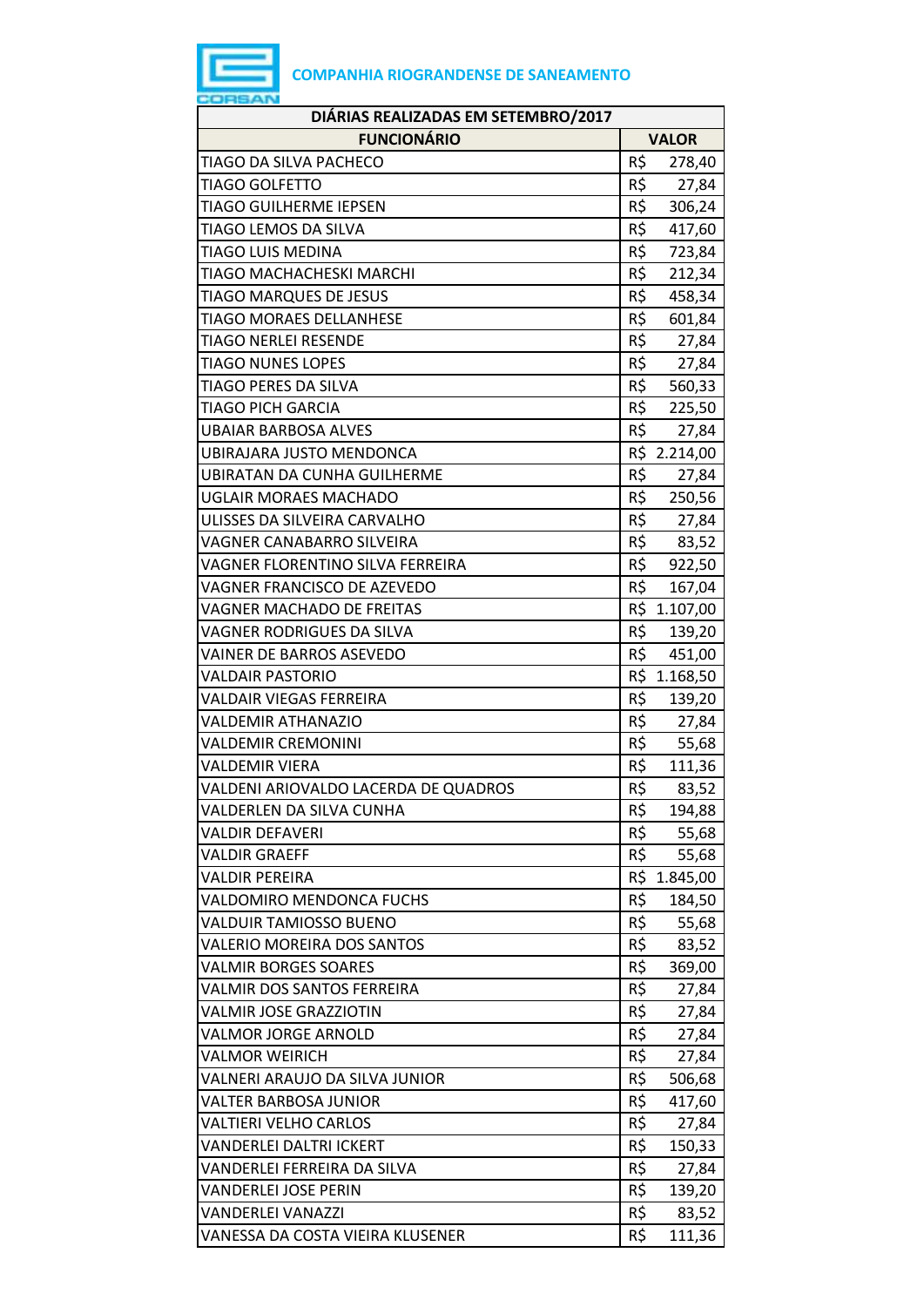**COMPANHIA RIOGRANDENSE DE SANEAMENTO**

| DIÁRIAS REALIZADAS EM SETEMBRO/2017 | |
|---|---|
| **FUNCIONÁRIO** | **VALOR** |
| TIAGO DA SILVA PACHECO | R$ 278,40 |
| TIAGO GOLFETTO | R$ 27,84 |
| TIAGO GUILHERME IEPSEN | R$ 306,24 |
| TIAGO LEMOS DA SILVA | R$ 417,60 |
| TIAGO LUIS MEDINA | R$ 723,84 |
| TIAGO MACHACHESKI MARCHI | R$ 212,34 |
| TIAGO MARQUES DE JESUS | R$ 458,34 |
| TIAGO MORAES DELLANHESE | R$ 601,84 |
| TIAGO NERLEI RESENDE | R$ 27,84 |
| TIAGO NUNES LOPES | R$ 27,84 |
| TIAGO PERES DA SILVA | R$ 560,33 |
| TIAGO PICH GARCIA | R$ 225,50 |
| UBAIAR BARBOSA ALVES | R$ 27,84 |
| UBIRAJARA JUSTO MENDONCA | R$ 2.214,00 |
| UBIRATAN DA CUNHA GUILHERME | R$ 27,84 |
| UGLAIR MORAES MACHADO | R$ 250,56 |
| ULISSES DA SILVEIRA CARVALHO | R$ 27,84 |
| VAGNER CANABARRO SILVEIRA | R$ 83,52 |
| VAGNER FLORENTINO SILVA FERREIRA | R$ 922,50 |
| VAGNER FRANCISCO DE AZEVEDO | R$ 167,04 |
| VAGNER MACHADO DE FREITAS | R$ 1.107,00 |
| VAGNER RODRIGUES DA SILVA | R$ 139,20 |
| VAINER DE BARROS ASEVEDO | R$ 451,00 |
| VALDAIR PASTORIO | R$ 1.168,50 |
| VALDAIR VIEGAS FERREIRA | R$ 139,20 |
| VALDEMIR ATHANAZIO | R$ 27,84 |
| VALDEMIR CREMONINI | R$ 55,68 |
| VALDEMIR VIERA | R$ 111,36 |
| VALDENI ARIOVALDO LACERDA DE QUADROS | R$ 83,52 |
| VALDERLEN DA SILVA CUNHA | R$ 194,88 |
| VALDIR DEFAVERI | R$ 55,68 |
| VALDIR GRAEFF | R$ 55,68 |
| VALDIR PEREIRA | R$ 1.845,00 |
| VALDOMIRO MENDONCA FUCHS | R$ 184,50 |
| VALDUIR TAMIOSSO BUENO | R$ 55,68 |
| VALERIO MOREIRA DOS SANTOS | R$ 83,52 |
| VALMIR BORGES SOARES | R$ 369,00 |
| VALMIR DOS SANTOS FERREIRA | R$ 27,84 |
| VALMIR JOSE GRAZZIOTIN | R$ 27,84 |
| VALMOR JORGE ARNOLD | R$ 27,84 |
| VALMOR WEIRICH | R$ 27,84 |
| VALNERI ARAUJO DA SILVA JUNIOR | R$ 506,68 |
| VALTER BARBOSA JUNIOR | R$ 417,60 |
| VALTIERI VELHO CARLOS | R$ 27,84 |
| VANDERLEI DALTRI ICKERT | R$ 150,33 |
| VANDERLEI FERREIRA DA SILVA | R$ 27,84 |
| VANDERLEI JOSE PERIN | R$ 139,20 |
| VANDERLEI VANAZZI | R$ 83,52 |
| VANESSA DA COSTA VIEIRA KLUSENER | R$ 111,36 |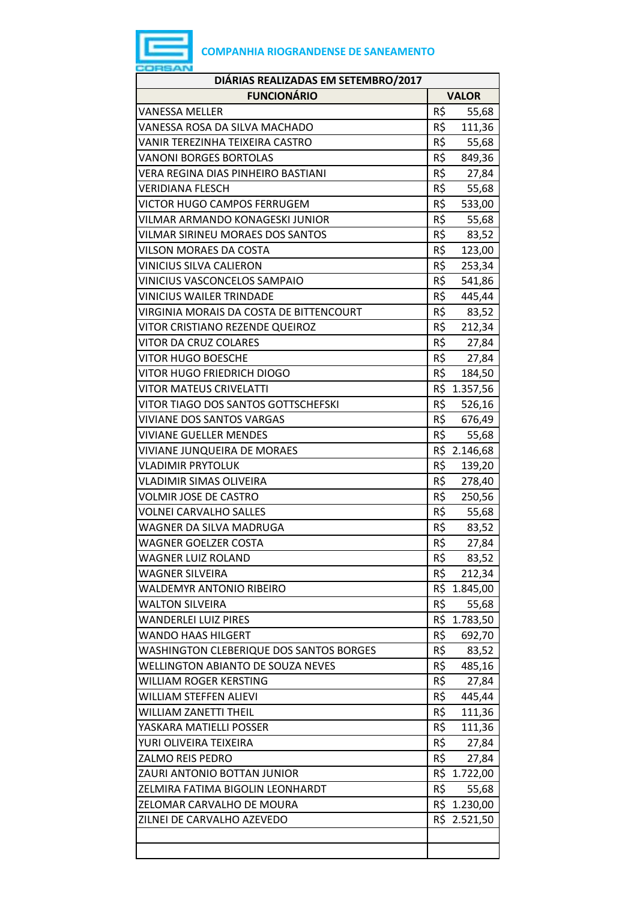COMPANHIA RIOGRANDENSE DE SANEAMENTO

| DIÁRIAS REALIZADAS EM SETEMBRO/2017 | |
|---|---|
| **FUNCIONÁRIO** | **VALOR** |
| VANESSA MELLER | R$ 55,68 |
| VANESSA ROSA DA SILVA MACHADO | R$ 111,36 |
| VANIR TEREZINHA TEIXEIRA CASTRO | R$ 55,68 |
| VANONI BORGES BORTOLAS | R$ 849,36 |
| VERA REGINA DIAS PINHEIRO BASTIANI | R$ 27,84 |
| VERIDIANA FLESCH | R$ 55,68 |
| VICTOR HUGO CAMPOS FERRUGEM | R$ 533,00 |
| VILMAR ARMANDO KONAGESKI JUNIOR | R$ 55,68 |
| VILMAR SIRINEU MORAES DOS SANTOS | R$ 83,52 |
| VILSON MORAES DA COSTA | R$ 123,00 |
| VINICIUS SILVA CALIERON | R$ 253,34 |
| VINICIUS VASCONCELOS SAMPAIO | R$ 541,86 |
| VINICIUS WAILER TRINDADE | R$ 445,44 |
| VIRGINIA MORAIS DA COSTA DE BITTENCOURT | R$ 83,52 |
| VITOR CRISTIANO REZENDE QUEIROZ | R$ 212,34 |
| VITOR DA CRUZ COLARES | R$ 27,84 |
| VITOR HUGO BOESCHE | R$ 27,84 |
| VITOR HUGO FRIEDRICH DIOGO | R$ 184,50 |
| VITOR MATEUS CRIVELATTI | R$ 1.357,56 |
| VITOR TIAGO DOS SANTOS GOTTSCHEFSKI | R$ 526,16 |
| VIVIANE DOS SANTOS VARGAS | R$ 676,49 |
| VIVIANE GUELLER MENDES | R$ 55,68 |
| VIVIANE JUNQUEIRA DE MORAES | R$ 2.146,68 |
| VLADIMIR PRYTOLUK | R$ 139,20 |
| VLADIMIR SIMAS OLIVEIRA | R$ 278,40 |
| VOLMIR JOSE DE CASTRO | R$ 250,56 |
| VOLNEI CARVALHO SALLES | R$ 55,68 |
| WAGNER DA SILVA MADRUGA | R$ 83,52 |
| WAGNER GOELZER COSTA | R$ 27,84 |
| WAGNER LUIZ ROLAND | R$ 83,52 |
| WAGNER SILVEIRA | R$ 212,34 |
| WALDEMYR ANTONIO RIBEIRO | R$ 1.845,00 |
| WALTON SILVEIRA | R$ 55,68 |
| WANDERLEI LUIZ PIRES | R$ 1.783,50 |
| WANDO HAAS HILGERT | R$ 692,70 |
| WASHINGTON CLEBERIQUE DOS SANTOS BORGES | R$ 83,52 |
| WELLINGTON ABIANTO DE SOUZA NEVES | R$ 485,16 |
| WILLIAM ROGER KERSTING | R$ 27,84 |
| WILLIAM STEFFEN ALIEVI | R$ 445,44 |
| WILLIAM ZANETTI THEIL | R$ 111,36 |
| YASKARA MATIELLI POSSER | R$ 111,36 |
| YURI OLIVEIRA TEIXEIRA | R$ 27,84 |
| ZALMO REIS PEDRO | R$ 27,84 |
| ZAURI ANTONIO BOTTAN JUNIOR | R$ 1.722,00 |
| ZELMIRA FATIMA BIGOLIN LEONHARDT | R$ 55,68 |
| ZELOMAR CARVALHO DE MOURA | R$ 1.230,00 |
| ZILNEI DE CARVALHO AZEVEDO | R$ 2.521,50 |
| | |
| | |